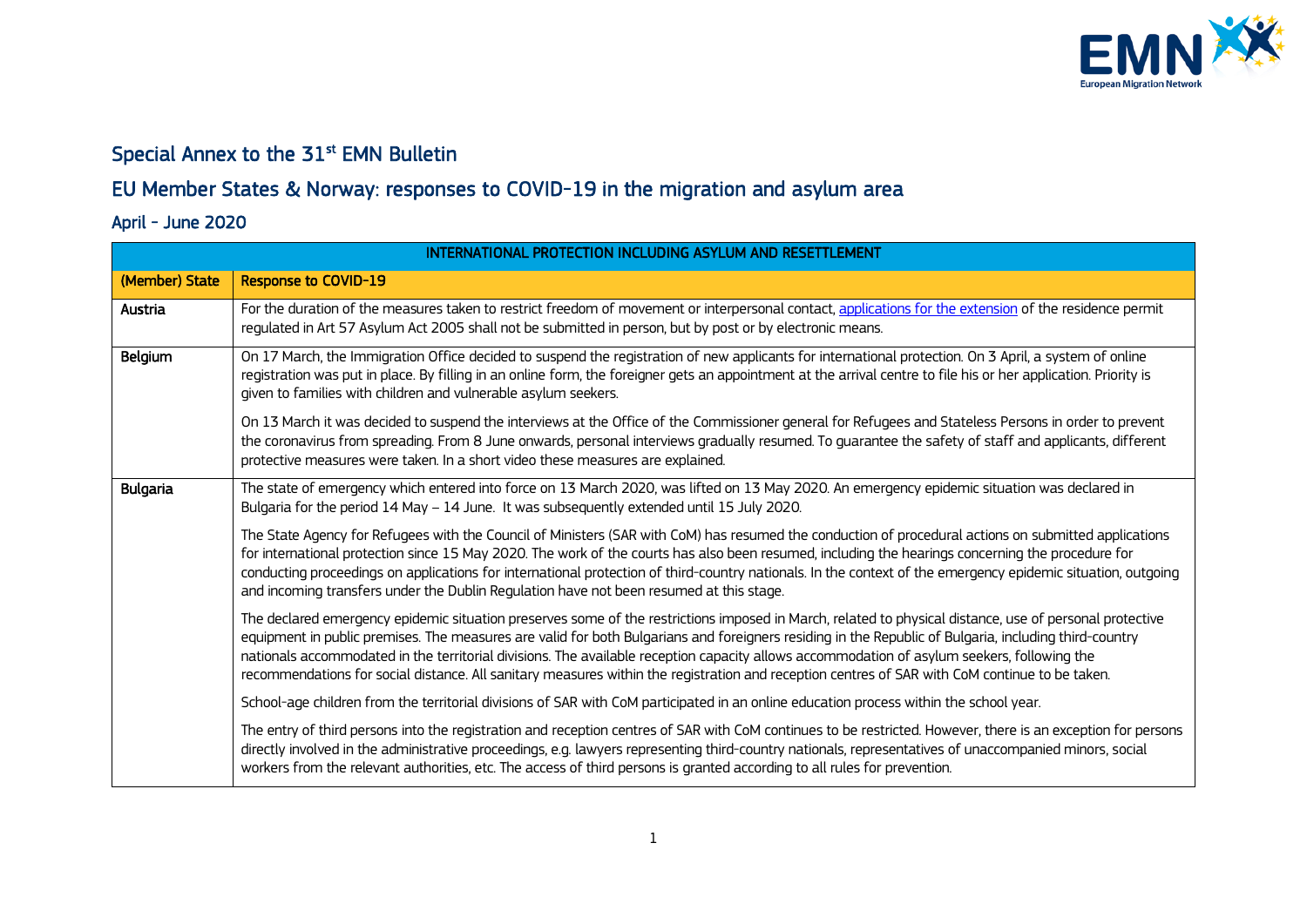# Special Annex to the 31st EMN Bulletin

## EU Member States & Norway: responses to COVID-19 in the migration and asylum area

### April – June 2020

| INTERNATIONAL PROTECTION INCLUDING ASYLUM AND RESETTLEMENT | |
|---|---|
| **(Member) State** | **Response to COVID-19** |
| **Austria** | For the duration of the measures taken to restrict freedom of movement or interpersonal contact, applications for the extension of the residence permit regulated in Art 57 Asylum Act 2005 shall not be submitted in person, but by post or by electronic means. |
| **Belgium** | On 17 March, the Immigration Office decided to suspend the registration of new applicants for international protection. On 3 April, a system of online registration was put in place. By filling in an online form, the foreigner gets an appointment at the arrival centre to file his or her application. Priority is given to families with children and vulnerable asylum seekers.<br><br>On 13 March it was decided to suspend the interviews at the Office of the Commissioner general for Refugees and Stateless Persons in order to prevent the coronavirus from spreading. From 8 June onwards, personal interviews gradually resumed. To guarantee the safety of staff and applicants, different protective measures were taken. In a short video these measures are explained. |
| **Bulgaria** | The state of emergency which entered into force on 13 March 2020, was lifted on 13 May 2020. An emergency epidemic situation was declared in Bulgaria for the period 14 May – 14 June. It was subsequently extended until 15 July 2020.<br><br>The State Agency for Refugees with the Council of Ministers (SAR with CoM) has resumed the conduction of procedural actions on submitted applications for international protection since 15 May 2020. The work of the courts has also been resumed, including the hearings concerning the procedure for conducting proceedings on applications for international protection of third-country nationals. In the context of the emergency epidemic situation, outgoing and incoming transfers under the Dublin Regulation have not been resumed at this stage.<br><br>The declared emergency epidemic situation preserves some of the restrictions imposed in March, related to physical distance, use of personal protective equipment in public premises. The measures are valid for both Bulgarians and foreigners residing in the Republic of Bulgaria, including third-country nationals accommodated in the territorial divisions. The available reception capacity allows accommodation of asylum seekers, following the recommendations for social distance. All sanitary measures within the registration and reception centres of SAR with CoM continue to be taken.<br><br>School-age children from the territorial divisions of SAR with CoM participated in an online education process within the school year.<br><br>The entry of third persons into the registration and reception centres of SAR with CoM continues to be restricted. However, there is an exception for persons directly involved in the administrative proceedings, e.g. lawyers representing third-country nationals, representatives of unaccompanied minors, social workers from the relevant authorities, etc. The access of third persons is granted according to all rules for prevention. |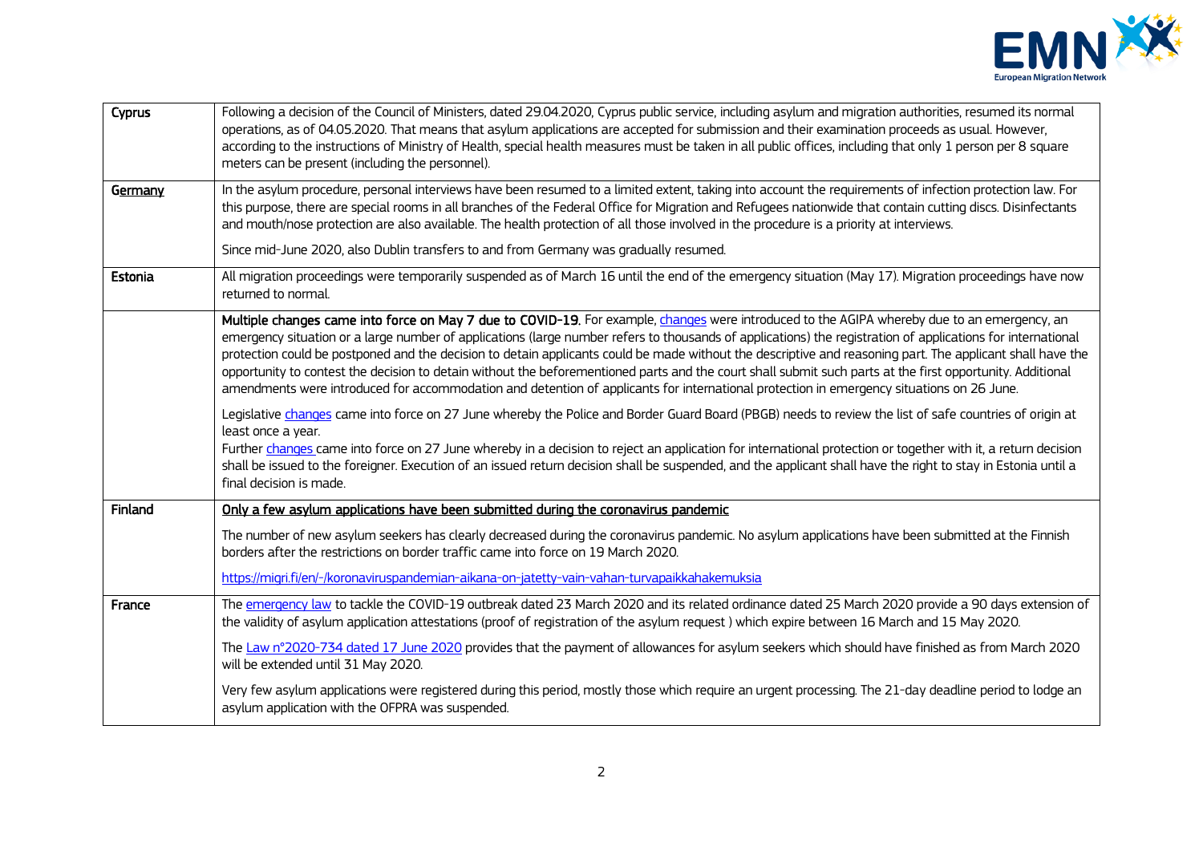| | |
|---|---|
| Cyprus | Following a decision of the Council of Ministers, dated 29.04.2020, Cyprus public service, including asylum and migration authorities, resumed its normal operations, as of 04.05.2020. That means that asylum applications are accepted for submission and their examination proceeds as usual. However, according to the instructions of Ministry of Health, special health measures must be taken in all public offices, including that only 1 person per 8 square meters can be present (including the personnel). |
| Germany | In the asylum procedure, personal interviews have been resumed to a limited extent, taking into account the requirements of infection protection law. For this purpose, there are special rooms in all branches of the Federal Office for Migration and Refugees nationwide that contain cutting discs. Disinfectants and mouth/nose protection are also available. The health protection of all those involved in the procedure is a priority at interviews.<br><br>Since mid-June 2020, also Dublin transfers to and from Germany was gradually resumed. |
| Estonia | All migration proceedings were temporarily suspended as of March 16 until the end of the emergency situation (May 17). Migration proceedings have now returned to normal. |
| | **Multiple changes came into force on May 7 due to COVID-19.** For example, changes were introduced to the AGIPA whereby due to an emergency, an emergency situation or a large number of applications (large number refers to thousands of applications) the registration of applications for international protection could be postponed and the decision to detain applicants could be made without the descriptive and reasoning part. The applicant shall have the opportunity to contest the decision to detain without the beforementioned parts and the court shall submit such parts at the first opportunity. Additional amendments were introduced for accommodation and detention of applicants for international protection in emergency situations on 26 June.<br><br>Legislative changes came into force on 27 June whereby the Police and Border Guard Board (PBGB) needs to review the list of safe countries of origin at least once a year.<br>Further changes came into force on 27 June whereby in a decision to reject an application for international protection or together with it, a return decision shall be issued to the foreigner. Execution of an issued return decision shall be suspended, and the applicant shall have the right to stay in Estonia until a final decision is made. |
| Finland | Only a few asylum applications have been submitted during the coronavirus pandemic<br><br>The number of new asylum seekers has clearly decreased during the coronavirus pandemic. No asylum applications have been submitted at the Finnish borders after the restrictions on border traffic came into force on 19 March 2020.<br><br>https://migri.fi/en/-/koronaviruspandemian-aikana-on-jatetty-vain-vahan-turvapaikkahakemuksia |
| France | The emergency law to tackle the COVID-19 outbreak dated 23 March 2020 and its related ordinance dated 25 March 2020 provide a 90 days extension of the validity of asylum application attestations (proof of registration of the asylum request ) which expire between 16 March and 15 May 2020.<br><br>The Law n°2020-734 dated 17 June 2020 provides that the payment of allowances for asylum seekers which should have finished as from March 2020 will be extended until 31 May 2020.<br><br>Very few asylum applications were registered during this period, mostly those which require an urgent processing. The 21-day deadline period to lodge an asylum application with the OFPRA was suspended. |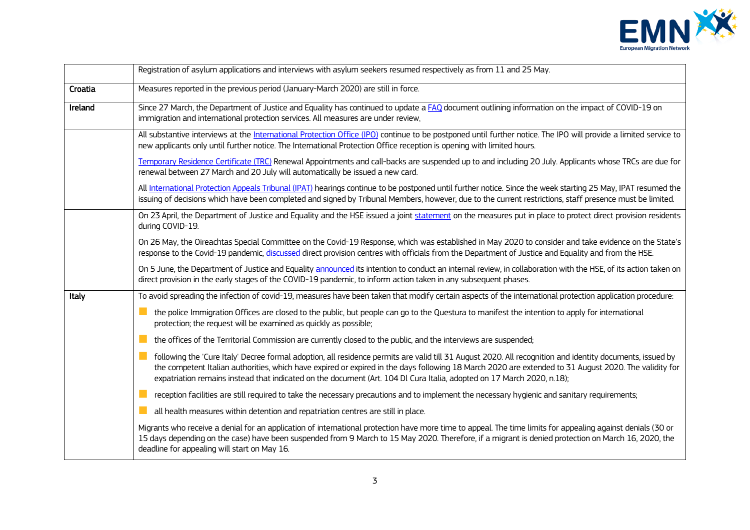| | |
|---|---|
| | Registration of asylum applications and interviews with asylum seekers resumed respectively as from 11 and 25 May. |
| **Croatia** | Measures reported in the previous period (January-March 2020) are still in force. |
| **Ireland** | Since 27 March, the Department of Justice and Equality has continued to update a FAQ document outlining information on the impact of COVID-19 on immigration and international protection services. All measures are under review. |
| | All substantive interviews at the International Protection Office (IPO) continue to be postponed until further notice. The IPO will provide a limited service to new applicants only until further notice. The International Protection Office reception is opening with limited hours.<br><br>Temporary Residence Certificate (TRC) Renewal Appointments and call-backs are suspended up to and including 20 July. Applicants whose TRCs are due for renewal between 27 March and 20 July will automatically be issued a new card.<br><br>All International Protection Appeals Tribunal (IPAT) hearings continue to be postponed until further notice. Since the week starting 25 May, IPAT resumed the issuing of decisions which have been completed and signed by Tribunal Members, however, due to the current restrictions, staff presence must be limited. |
| | On 23 April, the Department of Justice and Equality and the HSE issued a joint statement on the measures put in place to protect direct provision residents during COVID-19.<br><br>On 26 May, the Oireachtas Special Committee on the Covid-19 Response, which was established in May 2020 to consider and take evidence on the State's response to the Covid-19 pandemic, discussed direct provision centres with officials from the Department of Justice and Equality and from the HSE.<br><br>On 5 June, the Department of Justice and Equality announced its intention to conduct an internal review, in collaboration with the HSE, of its action taken on direct provision in the early stages of the COVID-19 pandemic, to inform action taken in any subsequent phases. |
| **Italy** | To avoid spreading the infection of covid-19, measures have been taken that modify certain aspects of the international protection application procedure:<br>- the police Immigration Offices are closed to the public, but people can go to the Questura to manifest the intention to apply for international protection; the request will be examined as quickly as possible;<br>- the offices of the Territorial Commission are currently closed to the public, and the interviews are suspended;<br>- following the 'Cure Italy' Decree formal adoption, all residence permits are valid till 31 August 2020. All recognition and identity documents, issued by the competent Italian authorities, which have expired or expired in the days following 18 March 2020 are extended to 31 August 2020. The validity for expatriation remains instead that indicated on the document (Art. 104 Dl Cura Italia, adopted on 17 March 2020, n.18);<br>- reception facilities are still required to take the necessary precautions and to implement the necessary hygienic and sanitary requirements;<br>- all health measures within detention and repatriation centres are still in place.<br><br>Migrants who receive a denial for an application of international protection have more time to appeal. The time limits for appealing against denials (30 or 15 days depending on the case) have been suspended from 9 March to 15 May 2020. Therefore, if a migrant is denied protection on March 16, 2020, the deadline for appealing will start on May 16. |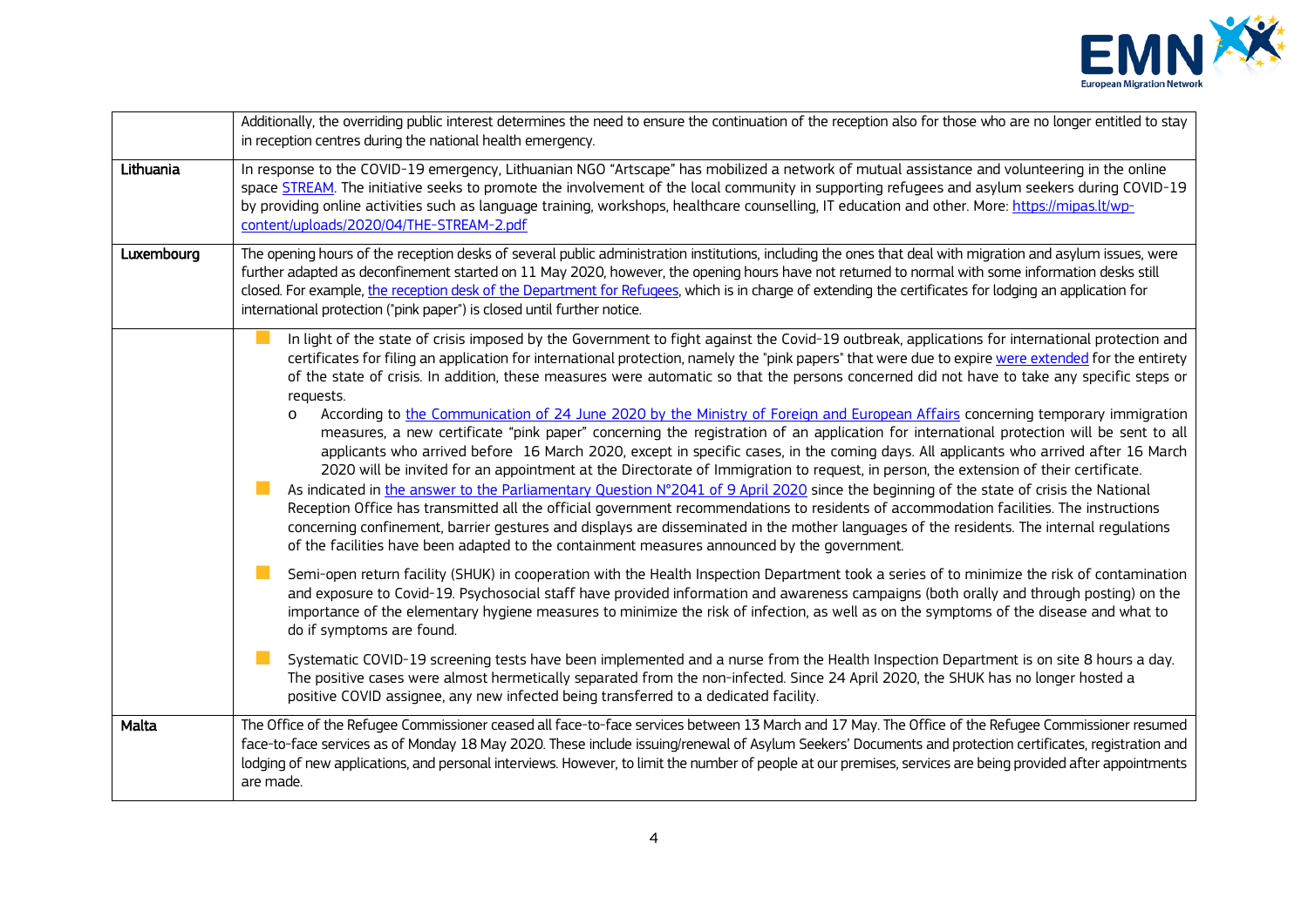| | |
|---|---|
| | Additionally, the overriding public interest determines the need to ensure the continuation of the reception also for those who are no longer entitled to stay in reception centres during the national health emergency. |
| Lithuania | In response to the COVID-19 emergency, Lithuanian NGO "Artscape" has mobilized a network of mutual assistance and volunteering in the online space [STREAM](). The initiative seeks to promote the involvement of the local community in supporting refugees and asylum seekers during COVID-19 by providing online activities such as language training, workshops, healthcare counselling, IT education and other. More: [https://mipas.lt/wp-content/uploads/2020/04/THE-STREAM-2.pdf](https://mipas.lt/wp-content/uploads/2020/04/THE-STREAM-2.pdf) |
| Luxembourg | The opening hours of the reception desks of several public administration institutions, including the ones that deal with migration and asylum issues, were further adapted as deconfinement started on 11 May 2020, however, the opening hours have not returned to normal with some information desks still closed. For example, [the reception desk of the Department for Refugees](), which is in charge of extending the certificates for lodging an application for international protection ("pink paper") is closed until further notice. |
| | - In light of the state of crisis imposed by the Government to fight against the Covid-19 outbreak, applications for international protection and certificates for filing an application for international protection, namely the "pink papers" that were due to expire [were extended]() for the entirety of the state of crisis. In addition, these measures were automatic so that the persons concerned did not have to take any specific steps or requests.<br>&nbsp;&nbsp;&nbsp;&nbsp;o According to [the Communication of 24 June 2020 by the Ministry of Foreign and European Affairs]() concerning temporary immigration measures, a new certificate "pink paper" concerning the registration of an application for international protection will be sent to all applicants who arrived before 16 March 2020, except in specific cases, in the coming days. All applicants who arrived after 16 March 2020 will be invited for an appointment at the Directorate of Immigration to request, in person, the extension of their certificate.<br>- As indicated in [the answer to the Parliamentary Question N°2041 of 9 April 2020]() since the beginning of the state of crisis the National Reception Office has transmitted all the official government recommendations to residents of accommodation facilities. The instructions concerning confinement, barrier gestures and displays are disseminated in the mother languages of the residents. The internal regulations of the facilities have been adapted to the containment measures announced by the government.<br>- Semi-open return facility (SHUK) in cooperation with the Health Inspection Department took a series of to minimize the risk of contamination and exposure to Covid-19. Psychosocial staff have provided information and awareness campaigns (both orally and through posting) on the importance of the elementary hygiene measures to minimize the risk of infection, as well as on the symptoms of the disease and what to do if symptoms are found.<br>- Systematic COVID-19 screening tests have been implemented and a nurse from the Health Inspection Department is on site 8 hours a day. The positive cases were almost hermetically separated from the non-infected. Since 24 April 2020, the SHUK has no longer hosted a positive COVID assignee, any new infected being transferred to a dedicated facility. |
| Malta | The Office of the Refugee Commissioner ceased all face-to-face services between 13 March and 17 May. The Office of the Refugee Commissioner resumed face-to-face services as of Monday 18 May 2020. These include issuing/renewal of Asylum Seekers' Documents and protection certificates, registration and lodging of new applications, and personal interviews. However, to limit the number of people at our premises, services are being provided after appointments are made. |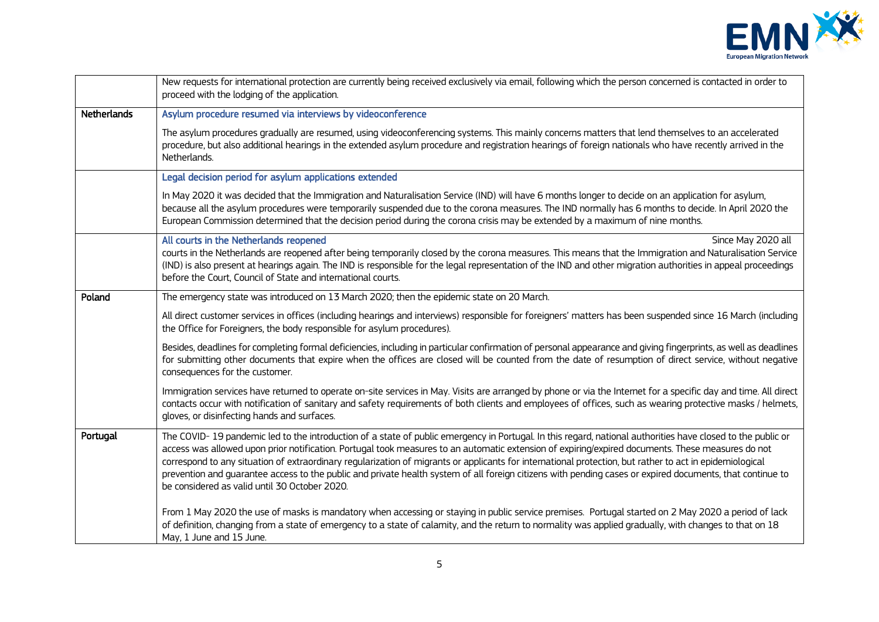| | |
|---|---|
| | New requests for international protection are currently being received exclusively via email, following which the person concerned is contacted in order to proceed with the lodging of the application. |
| **Netherlands** | **Asylum procedure resumed via interviews by videoconference**<br><br>The asylum procedures gradually are resumed, using videoconferencing systems. This mainly concerns matters that lend themselves to an accelerated procedure, but also additional hearings in the extended asylum procedure and registration hearings of foreign nationals who have recently arrived in the Netherlands. |
| | **Legal decision period for asylum applications extended**<br><br>In May 2020 it was decided that the Immigration and Naturalisation Service (IND) will have 6 months longer to decide on an application for asylum, because all the asylum procedures were temporarily suspended due to the corona measures. The IND normally has 6 months to decide. In April 2020 the European Commission determined that the decision period during the corona crisis may be extended by a maximum of nine months. |
| | **All courts in the Netherlands reopened** Since May 2020 all courts in the Netherlands are reopened after being temporarily closed by the corona measures. This means that the Immigration and Naturalisation Service (IND) is also present at hearings again. The IND is responsible for the legal representation of the IND and other migration authorities in appeal proceedings before the Court, Council of State and international courts. |
| **Poland** | The emergency state was introduced on 13 March 2020; then the epidemic state on 20 March.<br><br>All direct customer services in offices (including hearings and interviews) responsible for foreigners' matters has been suspended since 16 March (including the Office for Foreigners, the body responsible for asylum procedures).<br><br>Besides, deadlines for completing formal deficiencies, including in particular confirmation of personal appearance and giving fingerprints, as well as deadlines for submitting other documents that expire when the offices are closed will be counted from the date of resumption of direct service, without negative consequences for the customer.<br><br>Immigration services have returned to operate on-site services in May. Visits are arranged by phone or via the Internet for a specific day and time. All direct contacts occur with notification of sanitary and safety requirements of both clients and employees of offices, such as wearing protective masks / helmets, gloves, or disinfecting hands and surfaces. |
| **Portugal** | The COVID- 19 pandemic led to the introduction of a state of public emergency in Portugal. In this regard, national authorities have closed to the public or access was allowed upon prior notification. Portugal took measures to an automatic extension of expiring/expired documents. These measures do not correspond to any situation of extraordinary regularization of migrants or applicants for international protection, but rather to act in epidemiological prevention and guarantee access to the public and private health system of all foreign citizens with pending cases or expired documents, that continue to be considered as valid until 30 October 2020.<br><br>From 1 May 2020 the use of masks is mandatory when accessing or staying in public service premises. Portugal started on 2 May 2020 a period of lack of definition, changing from a state of emergency to a state of calamity, and the return to normality was applied gradually, with changes to that on 18 May, 1 June and 15 June. |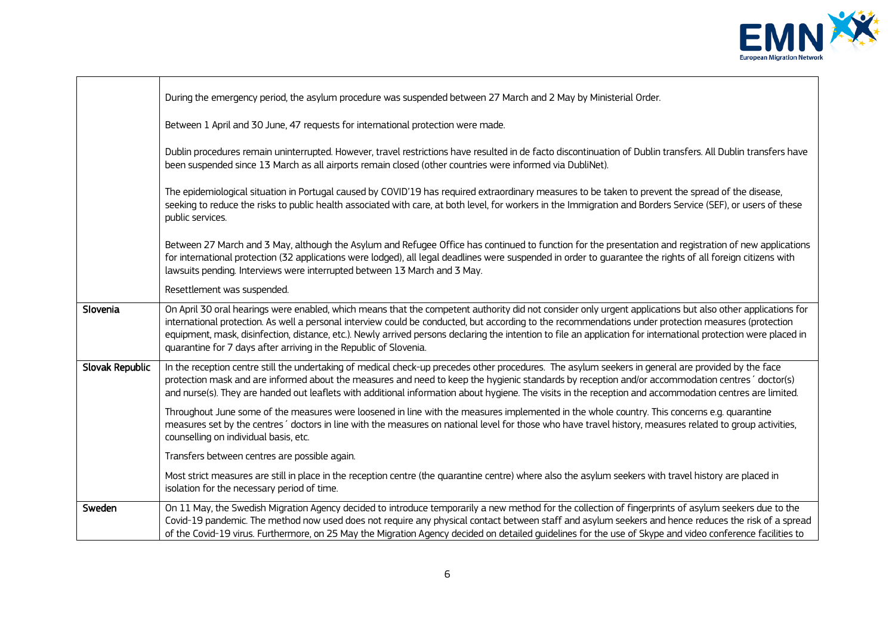| | |
|---|---|
| | During the emergency period, the asylum procedure was suspended between 27 March and 2 May by Ministerial Order.<br><br>Between 1 April and 30 June, 47 requests for international protection were made.<br><br>Dublin procedures remain uninterrupted. However, travel restrictions have resulted in de facto discontinuation of Dublin transfers. All Dublin transfers have been suspended since 13 March as all airports remain closed (other countries were informed via DubliNet).<br><br>The epidemiological situation in Portugal caused by COVID'19 has required extraordinary measures to be taken to prevent the spread of the disease, seeking to reduce the risks to public health associated with care, at both level, for workers in the Immigration and Borders Service (SEF), or users of these public services.<br><br>Between 27 March and 3 May, although the Asylum and Refugee Office has continued to function for the presentation and registration of new applications for international protection (32 applications were lodged), all legal deadlines were suspended in order to guarantee the rights of all foreign citizens with lawsuits pending. Interviews were interrupted between 13 March and 3 May.<br><br>Resettlement was suspended. |
| **Slovenia** | On April 30 oral hearings were enabled, which means that the competent authority did not consider only urgent applications but also other applications for international protection. As well a personal interview could be conducted, but according to the recommendations under protection measures (protection equipment, mask, disinfection, distance, etc.). Newly arrived persons declaring the intention to file an application for international protection were placed in quarantine for 7 days after arriving in the Republic of Slovenia. |
| **Slovak Republic** | In the reception centre still the undertaking of medical check-up precedes other procedures. The asylum seekers in general are provided by the face protection mask and are informed about the measures and need to keep the hygienic standards by reception and/or accommodation centres´ doctor(s) and nurse(s). They are handed out leaflets with additional information about hygiene. The visits in the reception and accommodation centres are limited.<br><br>Throughout June some of the measures were loosened in line with the measures implemented in the whole country. This concerns e.g. quarantine measures set by the centres´ doctors in line with the measures on national level for those who have travel history, measures related to group activities, counselling on individual basis, etc.<br><br>Transfers between centres are possible again.<br><br>Most strict measures are still in place in the reception centre (the quarantine centre) where also the asylum seekers with travel history are placed in isolation for the necessary period of time. |
| **Sweden** | On 11 May, the Swedish Migration Agency decided to introduce temporarily a new method for the collection of fingerprints of asylum seekers due to the Covid-19 pandemic. The method now used does not require any physical contact between staff and asylum seekers and hence reduces the risk of a spread of the Covid-19 virus. Furthermore, on 25 May the Migration Agency decided on detailed guidelines for the use of Skype and video conference facilities to |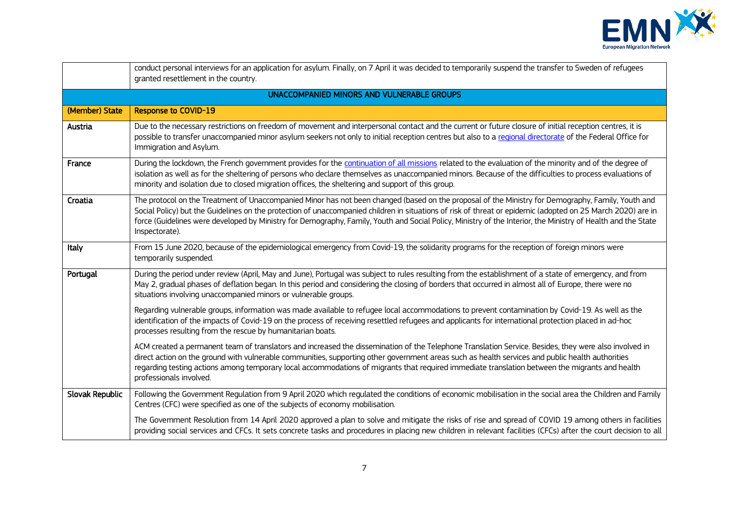| | |
|---|---|
| | conduct personal interviews for an application for asylum. Finally, on 7 April it was decided to temporarily suspend the transfer to Sweden of refugees granted resettlement in the country. |
| **UNACCOMPANIED MINORS AND VULNERABLE GROUPS** | |
| **(Member) State** | **Response to COVID-19** |
| **Austria** | Due to the necessary restrictions on freedom of movement and interpersonal contact and the current or future closure of initial reception centres, it is possible to transfer unaccompanied minor asylum seekers not only to initial reception centres but also to a regional directorate of the Federal Office for Immigration and Asylum. |
| **France** | During the lockdown, the French government provides for the continuation of all missions related to the evaluation of the minority and of the degree of isolation as well as for the sheltering of persons who declare themselves as unaccompanied minors. Because of the difficulties to process evaluations of minority and isolation due to closed migration offices, the sheltering and support of this group. |
| **Croatia** | The protocol on the Treatment of Unaccompanied Minor has not been changed (based on the proposal of the Ministry for Demography, Family, Youth and Social Policy) but the Guidelines on the protection of unaccompanied children in situations of risk of threat or epidemic (adopted on 25 March 2020) are in force (Guidelines were developed by Ministry for Demography, Family, Youth and Social Policy, Ministry of the Interior, the Ministry of Health and the State Inspectorate). |
| **Italy** | From 15 June 2020, because of the epidemiological emergency from Covid-19, the solidarity programs for the reception of foreign minors were temporarily suspended. |
| **Portugal** | During the period under review (April, May and June), Portugal was subject to rules resulting from the establishment of a state of emergency, and from May 2, gradual phases of deflation began. In this period and considering the closing of borders that occurred in almost all of Europe, there were no situations involving unaccompanied minors or vulnerable groups.<br><br>Regarding vulnerable groups, information was made available to refugee local accommodations to prevent contamination by Covid-19. As well as the identification of the impacts of Covid-19 on the process of receiving resettled refugees and applicants for international protection placed in ad-hoc processes resulting from the rescue by humanitarian boats.<br><br>ACM created a permanent team of translators and increased the dissemination of the Telephone Translation Service. Besides, they were also involved in direct action on the ground with vulnerable communities, supporting other government areas such as health services and public health authorities regarding testing actions among temporary local accommodations of migrants that required immediate translation between the migrants and health professionals involved. |
| **Slovak Republic** | Following the Government Regulation from 9 April 2020 which regulated the conditions of economic mobilisation in the social area the Children and Family Centres (CFC) were specified as one of the subjects of economy mobilisation.<br><br>The Government Resolution from 14 April 2020 approved a plan to solve and mitigate the risks of rise and spread of COVID 19 among others in facilities providing social services and CFCs. It sets concrete tasks and procedures in placing new children in relevant facilities (CFCs) after the court decision to all |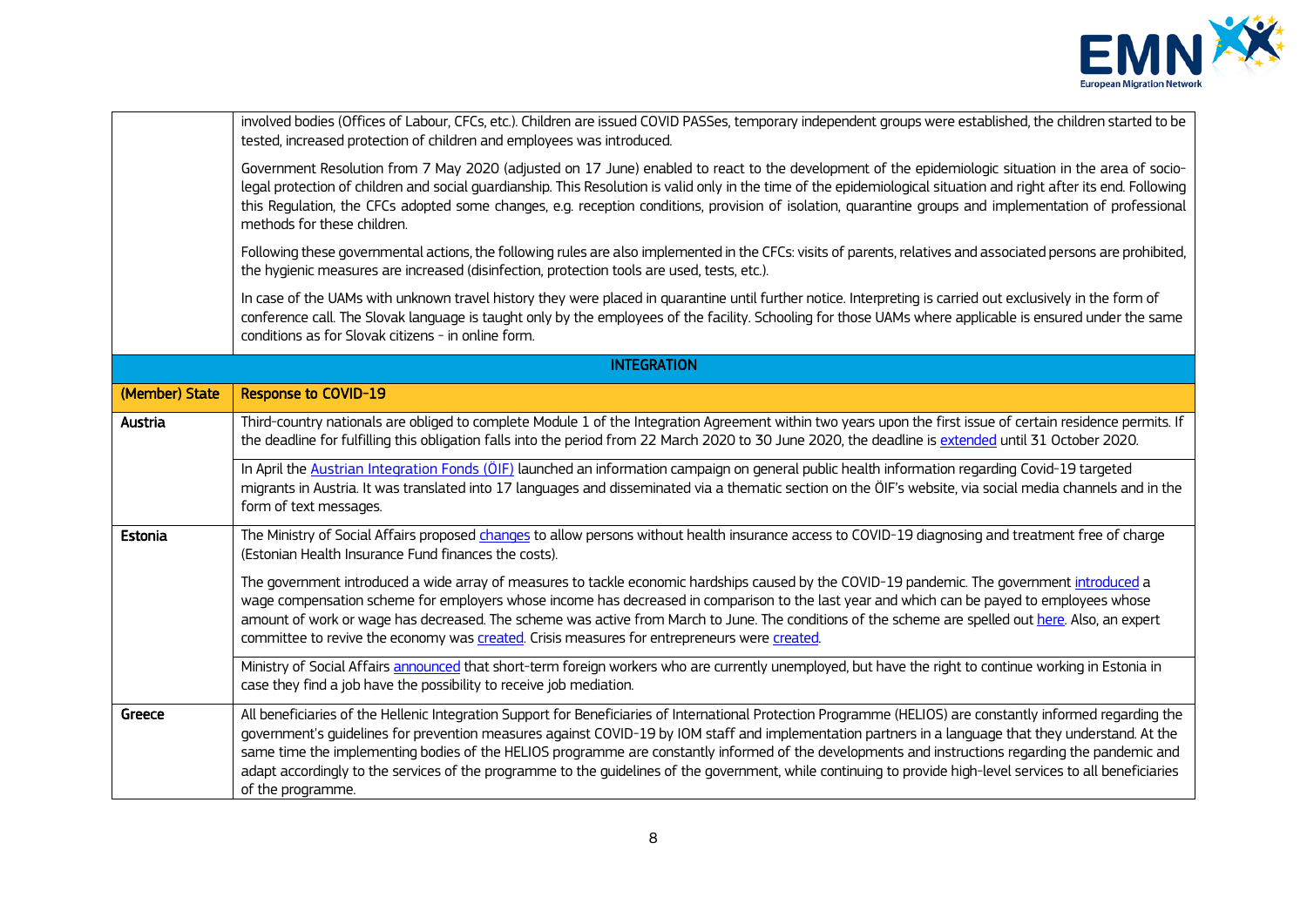| | |
|---|---|
| | involved bodies (Offices of Labour, CFCs, etc.). Children are issued COVID PASSes, temporary independent groups were established, the children started to be tested, increased protection of children and employees was introduced.<br><br>Government Resolution from 7 May 2020 (adjusted on 17 June) enabled to react to the development of the epidemiologic situation in the area of socio-legal protection of children and social guardianship. This Resolution is valid only in the time of the epidemiological situation and right after its end. Following this Regulation, the CFCs adopted some changes, e.g. reception conditions, provision of isolation, quarantine groups and implementation of professional methods for these children.<br><br>Following these governmental actions, the following rules are also implemented in the CFCs: visits of parents, relatives and associated persons are prohibited, the hygienic measures are increased (disinfection, protection tools are used, tests, etc.).<br><br>In case of the UAMs with unknown travel history they were placed in quarantine until further notice. Interpreting is carried out exclusively in the form of conference call. The Slovak language is taught only by the employees of the facility. Schooling for those UAMs where applicable is ensured under the same conditions as for Slovak citizens - in online form. |
| **INTEGRATION** | |
| **(Member) State** | **Response to COVID-19** |
| **Austria** | Third-country nationals are obliged to complete Module 1 of the Integration Agreement within two years upon the first issue of certain residence permits. If the deadline for fulfilling this obligation falls into the period from 22 March 2020 to 30 June 2020, the deadline is extended until 31 October 2020.<br><br>In April the Austrian Integration Fonds (ÖIF) launched an information campaign on general public health information regarding Covid-19 targeted migrants in Austria. It was translated into 17 languages and disseminated via a thematic section on the ÖIF's website, via social media channels and in the form of text messages. |
| **Estonia** | The Ministry of Social Affairs proposed changes to allow persons without health insurance access to COVID-19 diagnosing and treatment free of charge (Estonian Health Insurance Fund finances the costs).<br><br>The government introduced a wide array of measures to tackle economic hardships caused by the COVID-19 pandemic. The government introduced a wage compensation scheme for employers whose income has decreased in comparison to the last year and which can be payed to employees whose amount of work or wage has decreased. The scheme was active from March to June. The conditions of the scheme are spelled out here. Also, an expert committee to revive the economy was created. Crisis measures for entrepreneurs were created.<br><br>Ministry of Social Affairs announced that short-term foreign workers who are currently unemployed, but have the right to continue working in Estonia in case they find a job have the possibility to receive job mediation. |
| **Greece** | All beneficiaries of the Hellenic Integration Support for Beneficiaries of International Protection Programme (HELIOS) are constantly informed regarding the government's guidelines for prevention measures against COVID-19 by IOM staff and implementation partners in a language that they understand. At the same time the implementing bodies of the HELIOS programme are constantly informed of the developments and instructions regarding the pandemic and adapt accordingly to the services of the programme to the guidelines of the government, while continuing to provide high-level services to all beneficiaries of the programme. |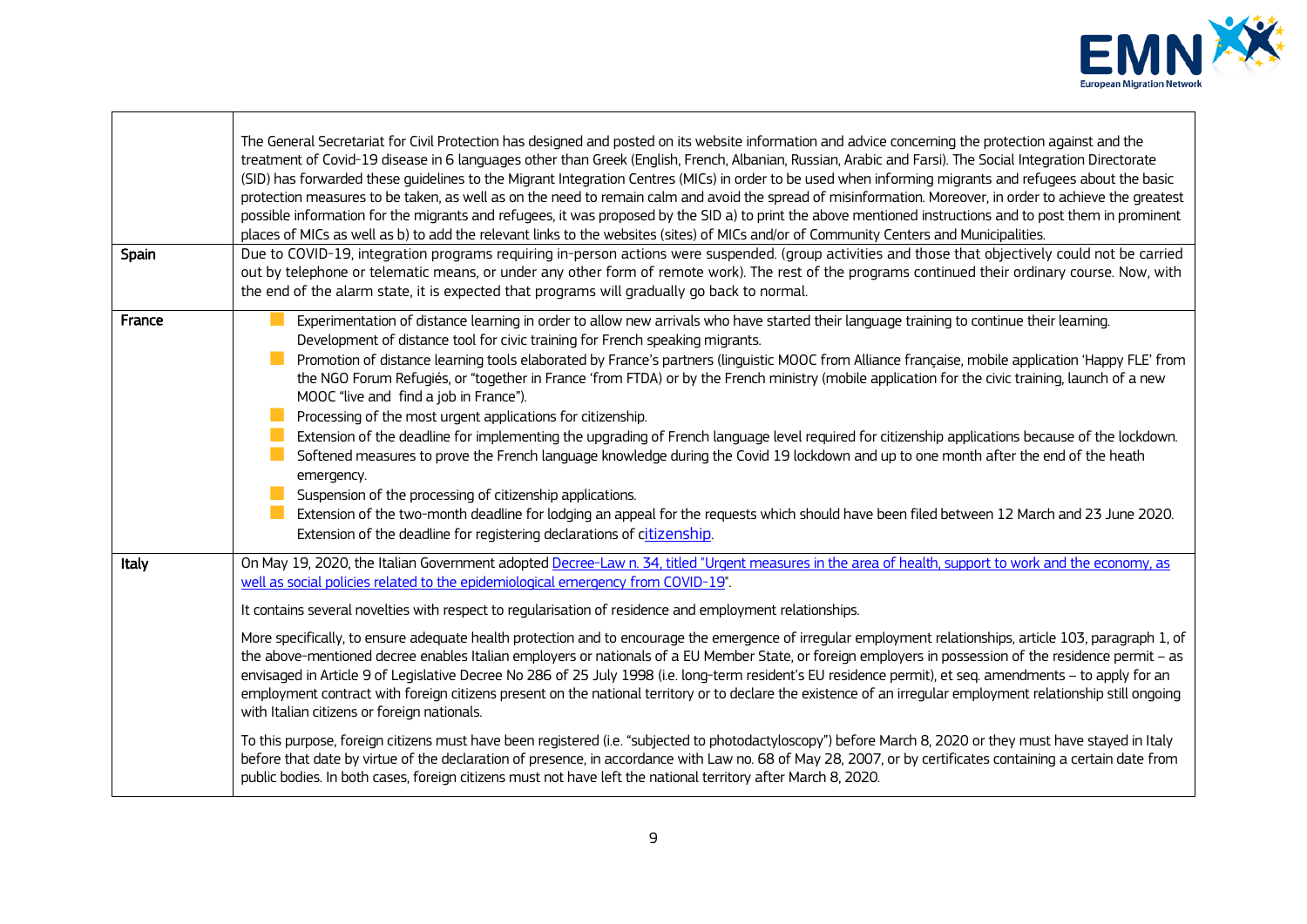| | |
|---|---|
| | The General Secretariat for Civil Protection has designed and posted on its website information and advice concerning the protection against and the treatment of Covid-19 disease in 6 languages other than Greek (English, French, Albanian, Russian, Arabic and Farsi). The Social Integration Directorate (SID) has forwarded these guidelines to the Migrant Integration Centres (MICs) in order to be used when informing migrants and refugees about the basic protection measures to be taken, as well as on the need to remain calm and avoid the spread of misinformation. Moreover, in order to achieve the greatest possible information for the migrants and refugees, it was proposed by the SID a) to print the above mentioned instructions and to post them in prominent places of MICs as well as b) to add the relevant links to the websites (sites) of MICs and/or of Community Centers and Municipalities. |
| **Spain** | Due to COVID-19, integration programs requiring in-person actions were suspended. (group activities and those that objectively could not be carried out by telephone or telematic means, or under any other form of remote work). The rest of the programs continued their ordinary course. Now, with the end of the alarm state, it is expected that programs will gradually go back to normal. |
| **France** | <ul><li>Experimentation of distance learning in order to allow new arrivals who have started their language training to continue their learning. Development of distance tool for civic training for French speaking migrants.</li><li>Promotion of distance learning tools elaborated by France's partners (linguistic MOOC from Alliance française, mobile application 'Happy FLE' from the NGO Forum Refugiés, or "together in France 'from FTDA) or by the French ministry (mobile application for the civic training, launch of a new MOOC "live and find a job in France").</li><li>Processing of the most urgent applications for citizenship.</li><li>Extension of the deadline for implementing the upgrading of French language level required for citizenship applications because of the lockdown.</li><li>Softened measures to prove the French language knowledge during the Covid 19 lockdown and up to one month after the end of the heath emergency.</li><li>Suspension of the processing of citizenship applications.</li><li>Extension of the two-month deadline for lodging an appeal for the requests which should have been filed between 12 March and 23 June 2020. Extension of the deadline for registering declarations of citizenship.</li></ul> |
| **Italy** | On May 19, 2020, the Italian Government adopted Decree-Law n. 34, titled "Urgent measures in the area of health, support to work and the economy, as well as social policies related to the epidemiological emergency from COVID-19".<br><br>It contains several novelties with respect to regularisation of residence and employment relationships.<br><br>More specifically, to ensure adequate health protection and to encourage the emergence of irregular employment relationships, article 103, paragraph 1, of the above-mentioned decree enables Italian employers or nationals of a EU Member State, or foreign employers in possession of the residence permit – as envisaged in Article 9 of Legislative Decree No 286 of 25 July 1998 (i.e. long-term resident's EU residence permit), et seq. amendments – to apply for an employment contract with foreign citizens present on the national territory or to declare the existence of an irregular employment relationship still ongoing with Italian citizens or foreign nationals.<br><br>To this purpose, foreign citizens must have been registered (i.e. "subjected to photodactyloscopy") before March 8, 2020 or they must have stayed in Italy before that date by virtue of the declaration of presence, in accordance with Law no. 68 of May 28, 2007, or by certificates containing a certain date from public bodies. In both cases, foreign citizens must not have left the national territory after March 8, 2020. |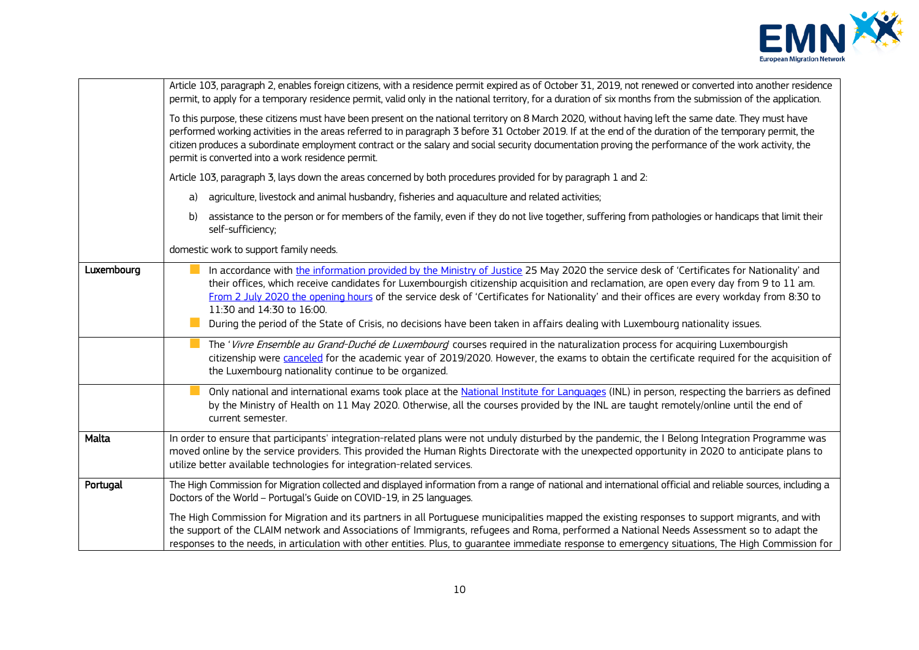| | |
|---|---|
| | Article 103, paragraph 2, enables foreign citizens, with a residence permit expired as of October 31, 2019, not renewed or converted into another residence permit, to apply for a temporary residence permit, valid only in the national territory, for a duration of six months from the submission of the application.<br><br>To this purpose, these citizens must have been present on the national territory on 8 March 2020, without having left the same date. They must have performed working activities in the areas referred to in paragraph 3 before 31 October 2019. If at the end of the duration of the temporary permit, the citizen produces a subordinate employment contract or the salary and social security documentation proving the performance of the work activity, the permit is converted into a work residence permit.<br><br>Article 103, paragraph 3, lays down the areas concerned by both procedures provided for by paragraph 1 and 2:<br><br>a) agriculture, livestock and animal husbandry, fisheries and aquaculture and related activities;<br><br>b) assistance to the person or for members of the family, even if they do not live together, suffering from pathologies or handicaps that limit their self-sufficiency;<br><br>domestic work to support family needs. |
| **Luxembourg** | - In accordance with the information provided by the Ministry of Justice 25 May 2020 the service desk of 'Certificates for Nationality' and their offices, which receive candidates for Luxembourgish citizenship acquisition and reclamation, are open every day from 9 to 11 am. From 2 July 2020 the opening hours of the service desk of 'Certificates for Nationality' and their offices are every workday from 8:30 to 11:30 and 14:30 to 16:00.<br>- During the period of the State of Crisis, no decisions have been taken in affairs dealing with Luxembourg nationality issues. |
| | - The '*Vivre Ensemble au Grand-Duché de Luxembourg*' courses required in the naturalization process for acquiring Luxembourgish citizenship were canceled for the academic year of 2019/2020. However, the exams to obtain the certificate required for the acquisition of the Luxembourg nationality continue to be organized. |
| | - Only national and international exams took place at the National Institute for Languages (INL) in person, respecting the barriers as defined by the Ministry of Health on 11 May 2020. Otherwise, all the courses provided by the INL are taught remotely/online until the end of current semester. |
| **Malta** | In order to ensure that participants' integration-related plans were not unduly disturbed by the pandemic, the I Belong Integration Programme was moved online by the service providers. This provided the Human Rights Directorate with the unexpected opportunity in 2020 to anticipate plans to utilize better available technologies for integration-related services. |
| **Portugal** | The High Commission for Migration collected and displayed information from a range of national and international official and reliable sources, including a Doctors of the World – Portugal's Guide on COVID-19, in 25 languages.<br><br>The High Commission for Migration and its partners in all Portuguese municipalities mapped the existing responses to support migrants, and with the support of the CLAIM network and Associations of Immigrants, refugees and Roma, performed a National Needs Assessment so to adapt the responses to the needs, in articulation with other entities. Plus, to guarantee immediate response to emergency situations, The High Commission for |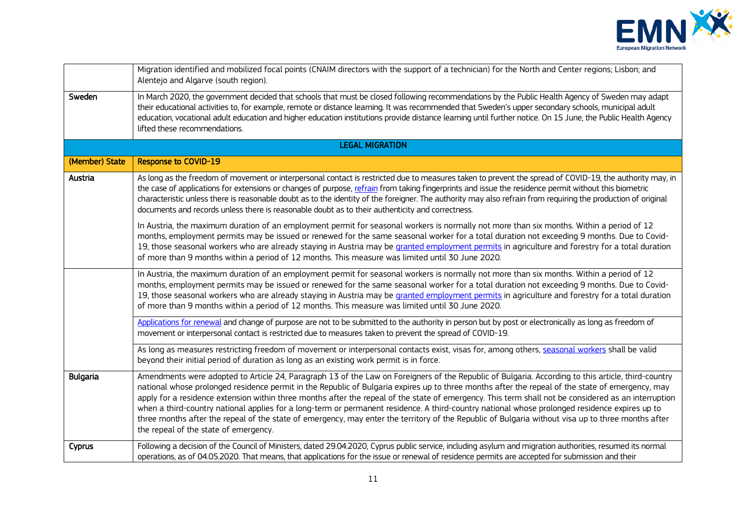| | |
|---|---|
| | Migration identified and mobilized focal points (CNAIM directors with the support of a technician) for the North and Center regions; Lisbon; and Alentejo and Algarve (south region). |
| Sweden | In March 2020, the government decided that schools that must be closed following recommendations by the Public Health Agency of Sweden may adapt their educational activities to, for example, remote or distance learning. It was recommended that Sweden's upper secondary schools, municipal adult education, vocational adult education and higher education institutions provide distance learning until further notice. On 15 June, the Public Health Agency lifted these recommendations. |

**LEGAL MIGRATION**

| (Member) State | Response to COVID-19 |
|---|---|
| Austria | As long as the freedom of movement or interpersonal contact is restricted due to measures taken to prevent the spread of COVID-19, the authority may, in the case of applications for extensions or changes of purpose, refrain from taking fingerprints and issue the residence permit without this biometric characteristic unless there is reasonable doubt as to the identity of the foreigner. The authority may also refrain from requiring the production of original documents and records unless there is reasonable doubt as to their authenticity and correctness.<br><br>In Austria, the maximum duration of an employment permit for seasonal workers is normally not more than six months. Within a period of 12 months, employment permits may be issued or renewed for the same seasonal worker for a total duration not exceeding 9 months. Due to Covid-19, those seasonal workers who are already staying in Austria may be granted employment permits in agriculture and forestry for a total duration of more than 9 months within a period of 12 months. This measure was limited until 30 June 2020. |
| | In Austria, the maximum duration of an employment permit for seasonal workers is normally not more than six months. Within a period of 12 months, employment permits may be issued or renewed for the same seasonal worker for a total duration not exceeding 9 months. Due to Covid-19, those seasonal workers who are already staying in Austria may be granted employment permits in agriculture and forestry for a total duration of more than 9 months within a period of 12 months. This measure was limited until 30 June 2020.<br><br>Applications for renewal and change of purpose are not to be submitted to the authority in person but by post or electronically as long as freedom of movement or interpersonal contact is restricted due to measures taken to prevent the spread of COVID-19.<br><br>As long as measures restricting freedom of movement or interpersonal contacts exist, visas for, among others, seasonal workers shall be valid beyond their initial period of duration as long as an existing work permit is in force. |
| Bulgaria | Amendments were adopted to Article 24, Paragraph 13 of the Law on Foreigners of the Republic of Bulgaria. According to this article, third-country national whose prolonged residence permit in the Republic of Bulgaria expires up to three months after the repeal of the state of emergency, may apply for a residence extension within three months after the repeal of the state of emergency. This term shall not be considered as an interruption when a third-country national applies for a long-term or permanent residence. A third-country national whose prolonged residence expires up to three months after the repeal of the state of emergency, may enter the territory of the Republic of Bulgaria without visa up to three months after the repeal of the state of emergency. |
| Cyprus | Following a decision of the Council of Ministers, dated 29.04.2020, Cyprus public service, including asylum and migration authorities, resumed its normal operations, as of 04.05.2020. That means, that applications for the issue or renewal of residence permits are accepted for submission and their |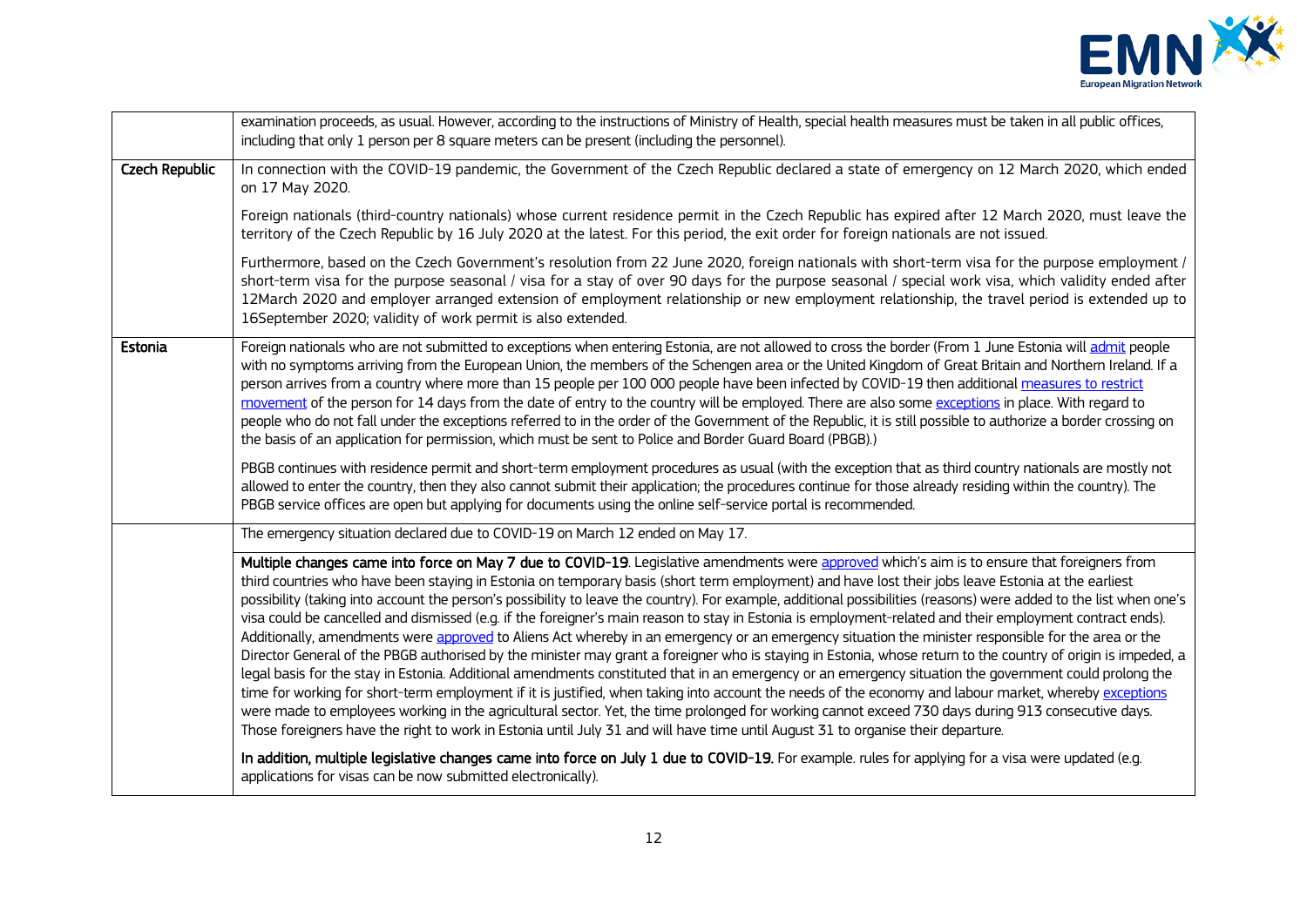| | |
|---|---|
| | examination proceeds, as usual. However, according to the instructions of Ministry of Health, special health measures must be taken in all public offices, including that only 1 person per 8 square meters can be present (including the personnel). |
| **Czech Republic** | In connection with the COVID-19 pandemic, the Government of the Czech Republic declared a state of emergency on 12 March 2020, which ended on 17 May 2020.<br><br>Foreign nationals (third-country nationals) whose current residence permit in the Czech Republic has expired after 12 March 2020, must leave the territory of the Czech Republic by 16 July 2020 at the latest. For this period, the exit order for foreign nationals are not issued.<br><br>Furthermore, based on the Czech Government's resolution from 22 June 2020, foreign nationals with short-term visa for the purpose employment / short-term visa for the purpose seasonal / visa for a stay of over 90 days for the purpose seasonal / special work visa, which validity ended after 12March 2020 and employer arranged extension of employment relationship or new employment relationship, the travel period is extended up to 16September 2020; validity of work permit is also extended. |
| **Estonia** | Foreign nationals who are not submitted to exceptions when entering Estonia, are not allowed to cross the border (From 1 June Estonia will admit people with no symptoms arriving from the European Union, the members of the Schengen area or the United Kingdom of Great Britain and Northern Ireland. If a person arrives from a country where more than 15 people per 100 000 people have been infected by COVID-19 then additional measures to restrict movement of the person for 14 days from the date of entry to the country will be employed. There are also some exceptions in place. With regard to people who do not fall under the exceptions referred to in the order of the Government of the Republic, it is still possible to authorize a border crossing on the basis of an application for permission, which must be sent to Police and Border Guard Board (PBGB).)<br><br>PBGB continues with residence permit and short-term employment procedures as usual (with the exception that as third country nationals are mostly not allowed to enter the country, then they also cannot submit their application; the procedures continue for those already residing within the country). The PBGB service offices are open but applying for documents using the online self-service portal is recommended. |
| | The emergency situation declared due to COVID-19 on March 12 ended on May 17. |
| | **Multiple changes came into force on May 7 due to COVID-19**. Legislative amendments were approved which's aim is to ensure that foreigners from third countries who have been staying in Estonia on temporary basis (short term employment) and have lost their jobs leave Estonia at the earliest possibility (taking into account the person's possibility to leave the country). For example, additional possibilities (reasons) were added to the list when one's visa could be cancelled and dismissed (e.g. if the foreigner's main reason to stay in Estonia is employment-related and their employment contract ends). Additionally, amendments were approved to Aliens Act whereby in an emergency or an emergency situation the minister responsible for the area or the Director General of the PBGB authorised by the minister may grant a foreigner who is staying in Estonia, whose return to the country of origin is impeded, a legal basis for the stay in Estonia. Additional amendments constituted that in an emergency or an emergency situation the government could prolong the time for working for short-term employment if it is justified, when taking into account the needs of the economy and labour market, whereby exceptions were made to employees working in the agricultural sector. Yet, the time prolonged for working cannot exceed 730 days during 913 consecutive days. Those foreigners have the right to work in Estonia until July 31 and will have time until August 31 to organise their departure.<br><br>**In addition, multiple legislative changes came into force on July 1 due to COVID-19.** For example. rules for applying for a visa were updated (e.g. applications for visas can be now submitted electronically). |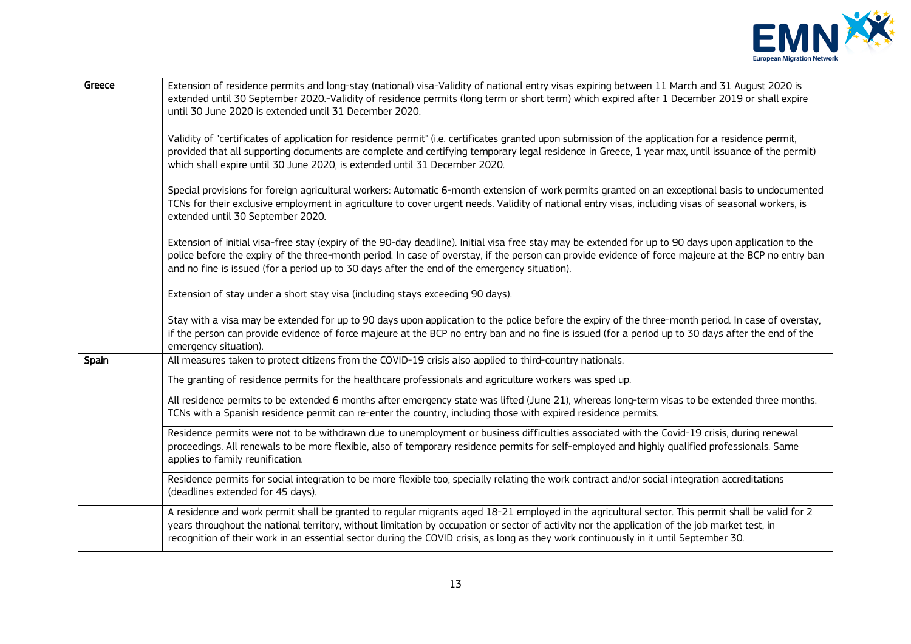| | |
|---|---|
| **Greece** | Extension of residence permits and long-stay (national) visa-Validity of national entry visas expiring between 11 March and 31 August 2020 is extended until 30 September 2020.-Validity of residence permits (long term or short term) which expired after 1 December 2019 or shall expire until 30 June 2020 is extended until 31 December 2020.<br><br>Validity of "certificates of application for residence permit" (i.e. certificates granted upon submission of the application for a residence permit, provided that all supporting documents are complete and certifying temporary legal residence in Greece, 1 year max, until issuance of the permit) which shall expire until 30 June 2020, is extended until 31 December 2020.<br><br>Special provisions for foreign agricultural workers: Automatic 6-month extension of work permits granted on an exceptional basis to undocumented TCNs for their exclusive employment in agriculture to cover urgent needs. Validity of national entry visas, including visas of seasonal workers, is extended until 30 September 2020.<br><br>Extension of initial visa-free stay (expiry of the 90-day deadline). Initial visa free stay may be extended for up to 90 days upon application to the police before the expiry of the three-month period. In case of overstay, if the person can provide evidence of force majeure at the BCP no entry ban and no fine is issued (for a period up to 30 days after the end of the emergency situation).<br><br>Extension of stay under a short stay visa (including stays exceeding 90 days).<br><br>Stay with a visa may be extended for up to 90 days upon application to the police before the expiry of the three-month period. In case of overstay, if the person can provide evidence of force majeure at the BCP no entry ban and no fine is issued (for a period up to 30 days after the end of the emergency situation). |
| **Spain** | All measures taken to protect citizens from the COVID-19 crisis also applied to third-country nationals. |
| | The granting of residence permits for the healthcare professionals and agriculture workers was sped up. |
| | All residence permits to be extended 6 months after emergency state was lifted (June 21), whereas long-term visas to be extended three months. TCNs with a Spanish residence permit can re-enter the country, including those with expired residence permits. |
| | Residence permits were not to be withdrawn due to unemployment or business difficulties associated with the Covid-19 crisis, during renewal proceedings. All renewals to be more flexible, also of temporary residence permits for self-employed and highly qualified professionals. Same applies to family reunification. |
| | Residence permits for social integration to be more flexible too, specially relating the work contract and/or social integration accreditations (deadlines extended for 45 days). |
| | A residence and work permit shall be granted to regular migrants aged 18-21 employed in the agricultural sector. This permit shall be valid for 2 years throughout the national territory, without limitation by occupation or sector of activity nor the application of the job market test, in recognition of their work in an essential sector during the COVID crisis, as long as they work continuously in it until September 30. |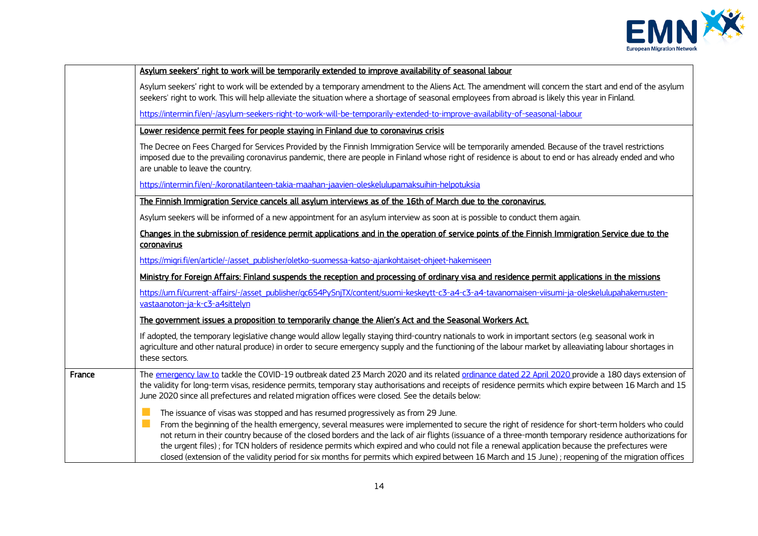| | |
|---|---|
| | **Asylum seekers' right to work will be temporarily extended to improve availability of seasonal labour**<br><br>Asylum seekers' right to work will be extended by a temporary amendment to the Aliens Act. The amendment will concern the start and end of the asylum seekers' right to work. This will help alleviate the situation where a shortage of seasonal employees from abroad is likely this year in Finland.<br><br>https://intermin.fi/en/-/asylum-seekers-right-to-work-will-be-temporarily-extended-to-improve-availability-of-seasonal-labour |
| | **Lower residence permit fees for people staying in Finland due to coronavirus crisis**<br><br>The Decree on Fees Charged for Services Provided by the Finnish Immigration Service will be temporarily amended. Because of the travel restrictions imposed due to the prevailing coronavirus pandemic, there are people in Finland whose right of residence is about to end or has already ended and who are unable to leave the country.<br><br>https://intermin.fi/en/-/koronatilanteen-takia-maahan-jaavien-oleskelulupamaksuihin-helpotuksia |
| | **The Finnish Immigration Service cancels all asylum interviews as of the 16th of March due to the coronavirus.**<br><br>Asylum seekers will be informed of a new appointment for an asylum interview as soon at is possible to conduct them again.<br><br>**Changes in the submission of residence permit applications and in the operation of service points of the Finnish Immigration Service due to the coronavirus**<br><br>https://migri.fi/en/article/-/asset_publisher/oletko-suomessa-katso-ajankohtaiset-ohjeet-hakemiseen<br><br>**Ministry for Foreign Affairs: Finland suspends the reception and processing of ordinary visa and residence permit applications in the missions**<br><br>https://um.fi/current-affairs/-/asset_publisher/gc654PySnjTX/content/suomi-keskeytt-c3-a4-c3-a4-tavanomaisen-viisumi-ja-oleskelulupahakemusten-vastaanoton-ja-k-c3-a4sittelyn<br><br>**The government issues a proposition to temporarily change the Alien's Act and the Seasonal Workers Act.**<br><br>If adopted, the temporary legislative change would allow legally staying third-country nationals to work in important sectors (e.g. seasonal work in agriculture and other natural produce) in order to secure emergency supply and the functioning of the labour market by alleaviating labour shortages in these sectors. |
| **France** | The emergency law to tackle the COVID-19 outbreak dated 23 March 2020 and its related ordinance dated 22 April 2020 provide a 180 days extension of the validity for long-term visas, residence permits, temporary stay authorisations and receipts of residence permits which expire between 16 March and 15 June 2020 since all prefectures and related migration offices were closed. See the details below:<br><br>- The issuance of visas was stopped and has resumed progressively as from 29 June.<br>- From the beginning of the health emergency, several measures were implemented to secure the right of residence for short-term holders who could not return in their country because of the closed borders and the lack of air flights (issuance of a three-month temporary residence authorizations for the urgent files) ; for TCN holders of residence permits which expired and who could not file a renewal application because the prefectures were closed (extension of the validity period for six months for permits which expired between 16 March and 15 June) ; reopening of the migration offices |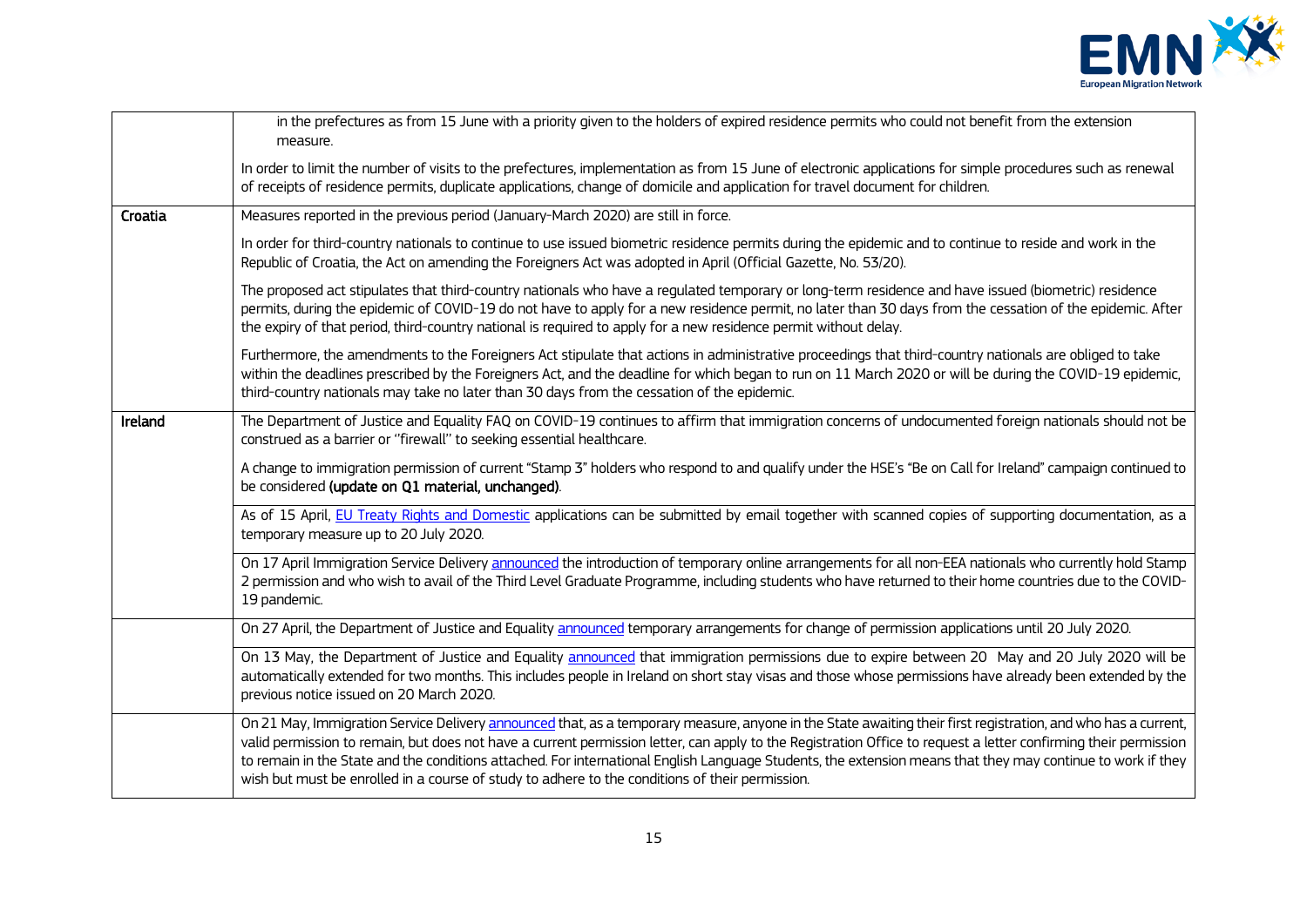| | |
|---|---|
| | in the prefectures as from 15 June with a priority given to the holders of expired residence permits who could not benefit from the extension measure.<br><br>In order to limit the number of visits to the prefectures, implementation as from 15 June of electronic applications for simple procedures such as renewal of receipts of residence permits, duplicate applications, change of domicile and application for travel document for children. |
| **Croatia** | Measures reported in the previous period (January-March 2020) are still in force.<br><br>In order for third-country nationals to continue to use issued biometric residence permits during the epidemic and to continue to reside and work in the Republic of Croatia, the Act on amending the Foreigners Act was adopted in April (Official Gazette, No. 53/20).<br><br>The proposed act stipulates that third-country nationals who have a regulated temporary or long-term residence and have issued (biometric) residence permits, during the epidemic of COVID-19 do not have to apply for a new residence permit, no later than 30 days from the cessation of the epidemic. After the expiry of that period, third-country national is required to apply for a new residence permit without delay.<br><br>Furthermore, the amendments to the Foreigners Act stipulate that actions in administrative proceedings that third-country nationals are obliged to take within the deadlines prescribed by the Foreigners Act, and the deadline for which began to run on 11 March 2020 or will be during the COVID-19 epidemic, third-country nationals may take no later than 30 days from the cessation of the epidemic. |
| **Ireland** | The Department of Justice and Equality FAQ on COVID-19 continues to affirm that immigration concerns of undocumented foreign nationals should not be construed as a barrier or ''firewall'' to seeking essential healthcare.<br><br>A change to immigration permission of current "Stamp 3" holders who respond to and qualify under the HSE's "Be on Call for Ireland" campaign continued to be considered **(update on Q1 material, unchanged)**. |
| | As of 15 April, EU Treaty Rights and Domestic applications can be submitted by email together with scanned copies of supporting documentation, as a temporary measure up to 20 July 2020. |
| | On 17 April Immigration Service Delivery announced the introduction of temporary online arrangements for all non-EEA nationals who currently hold Stamp 2 permission and who wish to avail of the Third Level Graduate Programme, including students who have returned to their home countries due to the COVID-19 pandemic. |
| | On 27 April, the Department of Justice and Equality announced temporary arrangements for change of permission applications until 20 July 2020. |
| | On 13 May, the Department of Justice and Equality announced that immigration permissions due to expire between 20 May and 20 July 2020 will be automatically extended for two months. This includes people in Ireland on short stay visas and those whose permissions have already been extended by the previous notice issued on 20 March 2020. |
| | On 21 May, Immigration Service Delivery announced that, as a temporary measure, anyone in the State awaiting their first registration, and who has a current, valid permission to remain, but does not have a current permission letter, can apply to the Registration Office to request a letter confirming their permission to remain in the State and the conditions attached. For international English Language Students, the extension means that they may continue to work if they wish but must be enrolled in a course of study to adhere to the conditions of their permission. |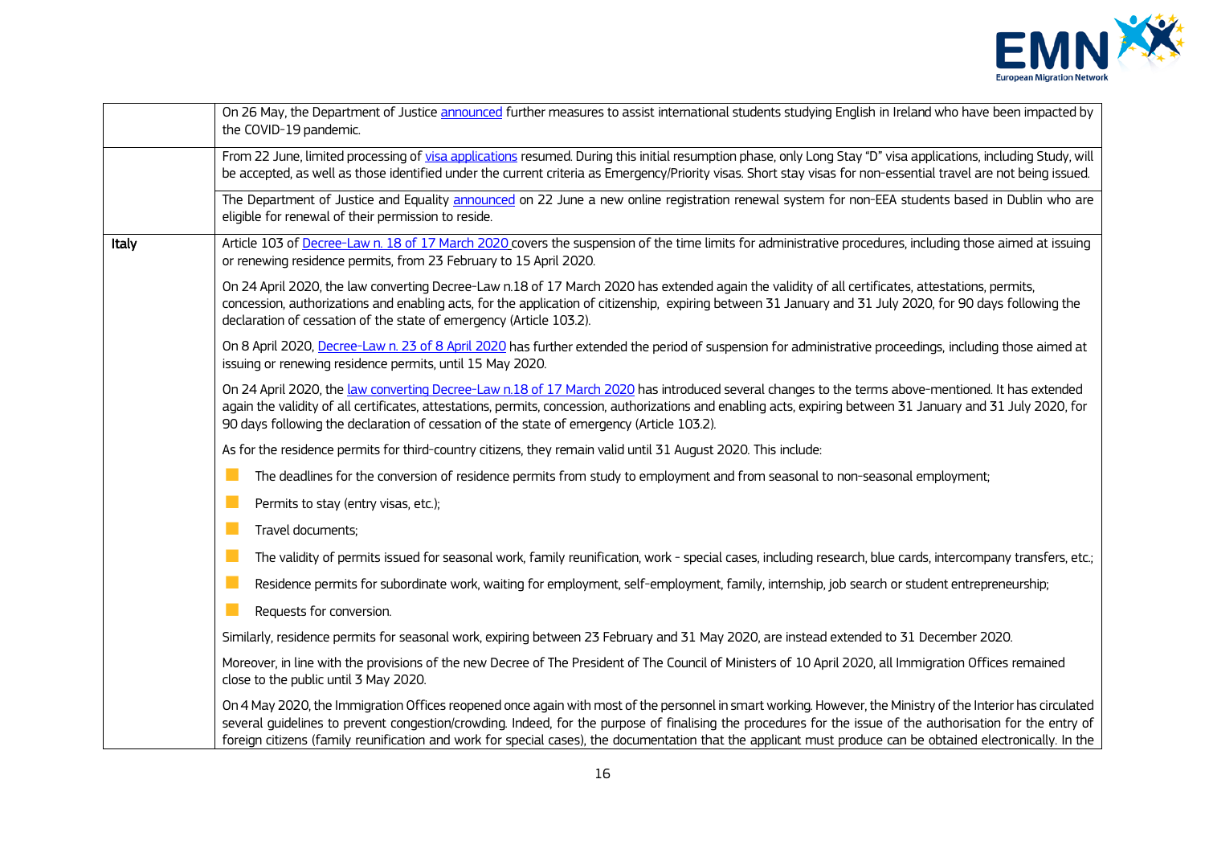| | |
|---|---|
| | On 26 May, the Department of Justice announced further measures to assist international students studying English in Ireland who have been impacted by the COVID-19 pandemic. |
| | From 22 June, limited processing of visa applications resumed. During this initial resumption phase, only Long Stay "D" visa applications, including Study, will be accepted, as well as those identified under the current criteria as Emergency/Priority visas. Short stay visas for non-essential travel are not being issued.<br><br>The Department of Justice and Equality announced on 22 June a new online registration renewal system for non-EEA students based in Dublin who are eligible for renewal of their permission to reside. |
| **Italy** | Article 103 of Decree-Law n. 18 of 17 March 2020 covers the suspension of the time limits for administrative procedures, including those aimed at issuing or renewing residence permits, from 23 February to 15 April 2020.<br><br>On 24 April 2020, the law converting Decree-Law n.18 of 17 March 2020 has extended again the validity of all certificates, attestations, permits, concession, authorizations and enabling acts, for the application of citizenship, expiring between 31 January and 31 July 2020, for 90 days following the declaration of cessation of the state of emergency (Article 103.2).<br><br>On 8 April 2020, Decree-Law n. 23 of 8 April 2020 has further extended the period of suspension for administrative proceedings, including those aimed at issuing or renewing residence permits, until 15 May 2020.<br><br>On 24 April 2020, the law converting Decree-Law n.18 of 17 March 2020 has introduced several changes to the terms above-mentioned. It has extended again the validity of all certificates, attestations, permits, concession, authorizations and enabling acts, expiring between 31 January and 31 July 2020, for 90 days following the declaration of cessation of the state of emergency (Article 103.2).<br><br>As for the residence permits for third-country citizens, they remain valid until 31 August 2020. This include:<br>- The deadlines for the conversion of residence permits from study to employment and from seasonal to non-seasonal employment;<br>- Permits to stay (entry visas, etc.);<br>- Travel documents;<br>- The validity of permits issued for seasonal work, family reunification, work - special cases, including research, blue cards, intercompany transfers, etc.;<br>- Residence permits for subordinate work, waiting for employment, self-employment, family, internship, job search or student entrepreneurship;<br>- Requests for conversion.<br><br>Similarly, residence permits for seasonal work, expiring between 23 February and 31 May 2020, are instead extended to 31 December 2020.<br><br>Moreover, in line with the provisions of the new Decree of The President of The Council of Ministers of 10 April 2020, all Immigration Offices remained close to the public until 3 May 2020.<br><br>On 4 May 2020, the Immigration Offices reopened once again with most of the personnel in smart working. However, the Ministry of the Interior has circulated several guidelines to prevent congestion/crowding. Indeed, for the purpose of finalising the procedures for the issue of the authorisation for the entry of foreign citizens (family reunification and work for special cases), the documentation that the applicant must produce can be obtained electronically. In the |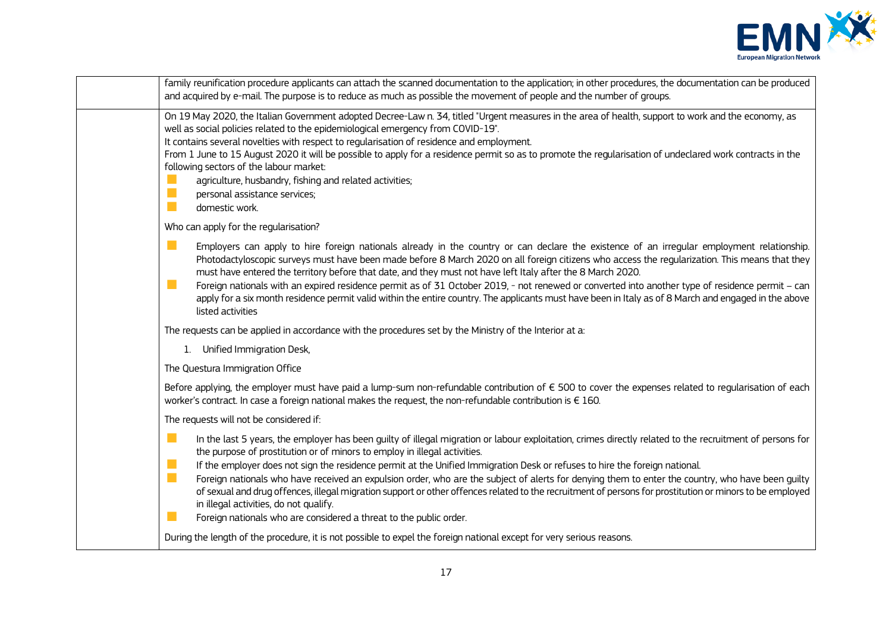| | |
|---|---|
| | family reunification procedure applicants can attach the scanned documentation to the application; in other procedures, the documentation can be produced and acquired by e-mail. The purpose is to reduce as much as possible the movement of people and the number of groups. |
| | On 19 May 2020, the Italian Government adopted Decree-Law n. 34, titled "Urgent measures in the area of health, support to work and the economy, as well as social policies related to the epidemiological emergency from COVID-19".<br>It contains several novelties with respect to regularisation of residence and employment.<br>From 1 June to 15 August 2020 it will be possible to apply for a residence permit so as to promote the regularisation of undeclared work contracts in the following sectors of the labour market:<br>- agriculture, husbandry, fishing and related activities;<br>- personal assistance services;<br>- domestic work.<br><br>Who can apply for the regularisation?<br><br>- Employers can apply to hire foreign nationals already in the country or can declare the existence of an irregular employment relationship. Photodactyloscopic surveys must have been made before 8 March 2020 on all foreign citizens who access the regularization. This means that they must have entered the territory before that date, and they must not have left Italy after the 8 March 2020.<br>- Foreign nationals with an expired residence permit as of 31 October 2019, - not renewed or converted into another type of residence permit – can apply for a six month residence permit valid within the entire country. The applicants must have been in Italy as of 8 March and engaged in the above listed activities<br><br>The requests can be applied in accordance with the procedures set by the Ministry of the Interior at a:<br><br>1. Unified Immigration Desk,<br><br>The Questura Immigration Office<br><br>Before applying, the employer must have paid a lump-sum non-refundable contribution of € 500 to cover the expenses related to regularisation of each worker's contract. In case a foreign national makes the request, the non-refundable contribution is € 160.<br><br>The requests will not be considered if:<br><br>- In the last 5 years, the employer has been guilty of illegal migration or labour exploitation, crimes directly related to the recruitment of persons for the purpose of prostitution or of minors to employ in illegal activities.<br>- If the employer does not sign the residence permit at the Unified Immigration Desk or refuses to hire the foreign national.<br>- Foreign nationals who have received an expulsion order, who are the subject of alerts for denying them to enter the country, who have been guilty of sexual and drug offences, illegal migration support or other offences related to the recruitment of persons for prostitution or minors to be employed in illegal activities, do not qualify.<br>- Foreign nationals who are considered a threat to the public order.<br><br>During the length of the procedure, it is not possible to expel the foreign national except for very serious reasons. |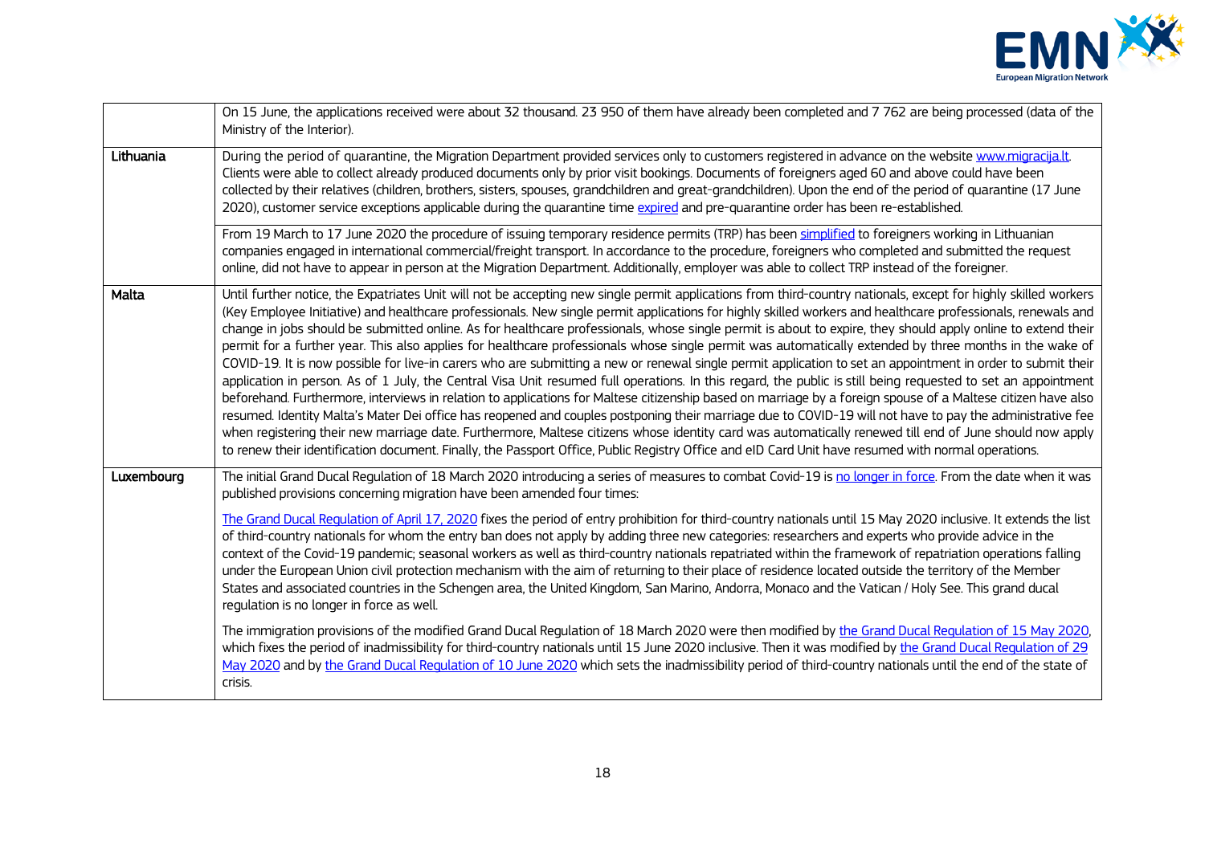| | |
|---|---|
| | On 15 June, the applications received were about 32 thousand. 23 950 of them have already been completed and 7 762 are being processed (data of the Ministry of the Interior). |
| **Lithuania** | During the period of quarantine, the Migration Department provided services only to customers registered in advance on the website www.migracija.lt. Clients were able to collect already produced documents only by prior visit bookings. Documents of foreigners aged 60 and above could have been collected by their relatives (children, brothers, sisters, spouses, grandchildren and great-grandchildren). Upon the end of the period of quarantine (17 June 2020), customer service exceptions applicable during the quarantine time expired and pre-quarantine order has been re-established.<br><br>From 19 March to 17 June 2020 the procedure of issuing temporary residence permits (TRP) has been simplified to foreigners working in Lithuanian companies engaged in international commercial/freight transport. In accordance to the procedure, foreigners who completed and submitted the request online, did not have to appear in person at the Migration Department. Additionally, employer was able to collect TRP instead of the foreigner. |
| **Malta** | Until further notice, the Expatriates Unit will not be accepting new single permit applications from third-country nationals, except for highly skilled workers (Key Employee Initiative) and healthcare professionals. New single permit applications for highly skilled workers and healthcare professionals, renewals and change in jobs should be submitted online. As for healthcare professionals, whose single permit is about to expire, they should apply online to extend their permit for a further year. This also applies for healthcare professionals whose single permit was automatically extended by three months in the wake of COVID-19. It is now possible for live-in carers who are submitting a new or renewal single permit application to set an appointment in order to submit their application in person. As of 1 July, the Central Visa Unit resumed full operations. In this regard, the public is still being requested to set an appointment beforehand. Furthermore, interviews in relation to applications for Maltese citizenship based on marriage by a foreign spouse of a Maltese citizen have also resumed. Identity Malta's Mater Dei office has reopened and couples postponing their marriage due to COVID-19 will not have to pay the administrative fee when registering their new marriage date. Furthermore, Maltese citizens whose identity card was automatically renewed till end of June should now apply to renew their identification document. Finally, the Passport Office, Public Registry Office and eID Card Unit have resumed with normal operations. |
| **Luxembourg** | The initial Grand Ducal Regulation of 18 March 2020 introducing a series of measures to combat Covid-19 is no longer in force. From the date when it was published provisions concerning migration have been amended four times:<br><br>The Grand Ducal Regulation of April 17, 2020 fixes the period of entry prohibition for third-country nationals until 15 May 2020 inclusive. It extends the list of third-country nationals for whom the entry ban does not apply by adding three new categories: researchers and experts who provide advice in the context of the Covid-19 pandemic; seasonal workers as well as third-country nationals repatriated within the framework of repatriation operations falling under the European Union civil protection mechanism with the aim of returning to their place of residence located outside the territory of the Member States and associated countries in the Schengen area, the United Kingdom, San Marino, Andorra, Monaco and the Vatican / Holy See. This grand ducal regulation is no longer in force as well.<br><br>The immigration provisions of the modified Grand Ducal Regulation of 18 March 2020 were then modified by the Grand Ducal Regulation of 15 May 2020, which fixes the period of inadmissibility for third-country nationals until 15 June 2020 inclusive. Then it was modified by the Grand Ducal Regulation of 29 May 2020 and by the Grand Ducal Regulation of 10 June 2020 which sets the inadmissibility period of third-country nationals until the end of the state of crisis. |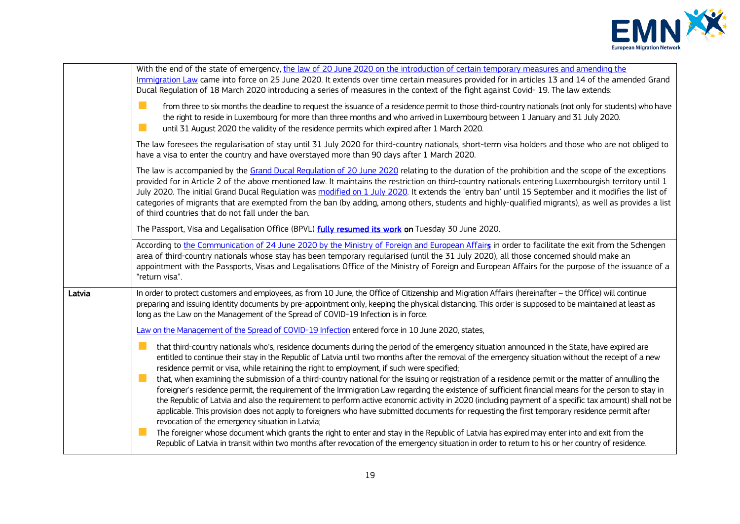| | |
|---|---|
| | With the end of the state of emergency, the law of 20 June 2020 on the introduction of certain temporary measures and amending the Immigration Law came into force on 25 June 2020. It extends over time certain measures provided for in articles 13 and 14 of the amended Grand Ducal Regulation of 18 March 2020 introducing a series of measures in the context of the fight against Covid- 19. The law extends:<br>- from three to six months the deadline to request the issuance of a residence permit to those third-country nationals (not only for students) who have the right to reside in Luxembourg for more than three months and who arrived in Luxembourg between 1 January and 31 July 2020.<br>- until 31 August 2020 the validity of the residence permits which expired after 1 March 2020.<br><br>The law foresees the regularisation of stay until 31 July 2020 for third-country nationals, short-term visa holders and those who are not obliged to have a visa to enter the country and have overstayed more than 90 days after 1 March 2020.<br><br>The law is accompanied by the Grand Ducal Regulation of 20 June 2020 relating to the duration of the prohibition and the scope of the exceptions provided for in Article 2 of the above mentioned law. It maintains the restriction on third-country nationals entering Luxembourgish territory until 1 July 2020. The initial Grand Ducal Regulation was modified on 1 July 2020. It extends the 'entry ban' until 15 September and it modifies the list of categories of migrants that are exempted from the ban (by adding, among others, students and highly-qualified migrants), as well as provides a list of third countries that do not fall under the ban.<br><br>The Passport, Visa and Legalisation Office (BPVL) **fully resumed its work on** Tuesday 30 June 2020. |
| | According to the Communication of 24 June 2020 by the Ministry of Foreign and European Affairs in order to facilitate the exit from the Schengen area of third-country nationals whose stay has been temporary regularised (until the 31 July 2020), all those concerned should make an appointment with the Passports, Visas and Legalisations Office of the Ministry of Foreign and European Affairs for the purpose of the issuance of a "return visa". |
| Latvia | In order to protect customers and employees, as from 10 June, the Office of Citizenship and Migration Affairs (hereinafter – the Office) will continue preparing and issuing identity documents by pre-appointment only, keeping the physical distancing. This order is supposed to be maintained at least as long as the Law on the Management of the Spread of COVID-19 Infection is in force.<br><br>Law on the Management of the Spread of COVID-19 Infection entered force in 10 June 2020, states,<br>- that third-country nationals who's, residence documents during the period of the emergency situation announced in the State, have expired are entitled to continue their stay in the Republic of Latvia until two months after the removal of the emergency situation without the receipt of a new residence permit or visa, while retaining the right to employment, if such were specified;<br>- that, when examining the submission of a third-country national for the issuing or registration of a residence permit or the matter of annulling the foreigner's residence permit, the requirement of the Immigration Law regarding the existence of sufficient financial means for the person to stay in the Republic of Latvia and also the requirement to perform active economic activity in 2020 (including payment of a specific tax amount) shall not be applicable. This provision does not apply to foreigners who have submitted documents for requesting the first temporary residence permit after revocation of the emergency situation in Latvia;<br>- The foreigner whose document which grants the right to enter and stay in the Republic of Latvia has expired may enter into and exit from the Republic of Latvia in transit within two months after revocation of the emergency situation in order to return to his or her country of residence. |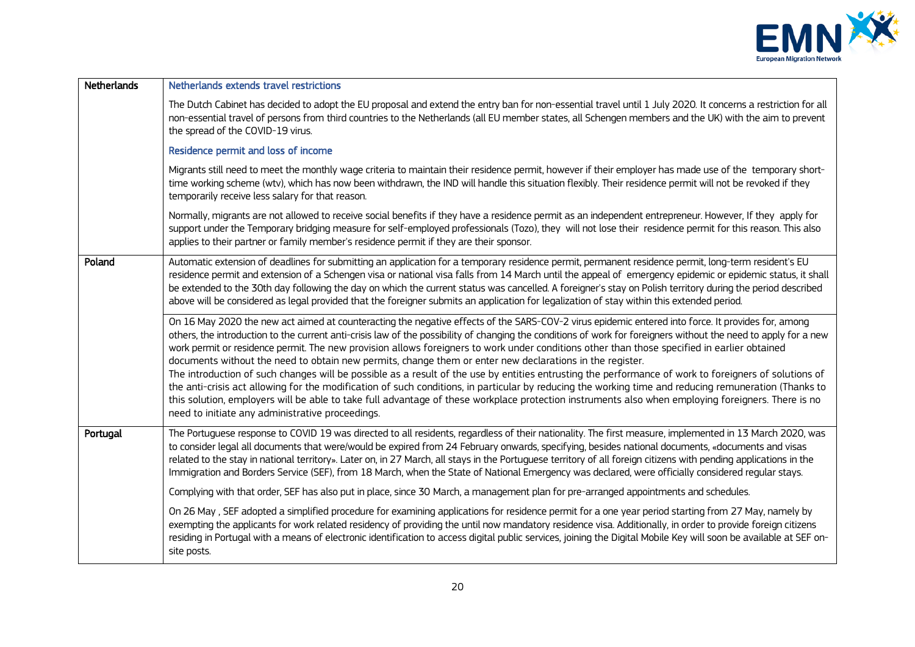| | |
|---|---|
| Netherlands | **Netherlands extends travel restrictions**<br><br>The Dutch Cabinet has decided to adopt the EU proposal and extend the entry ban for non-essential travel until 1 July 2020. It concerns a restriction for all non-essential travel of persons from third countries to the Netherlands (all EU member states, all Schengen members and the UK) with the aim to prevent the spread of the COVID-19 virus.<br><br>**Residence permit and loss of income**<br><br>Migrants still need to meet the monthly wage criteria to maintain their residence permit, however if their employer has made use of the temporary short-time working scheme (wtv), which has now been withdrawn, the IND will handle this situation flexibly. Their residence permit will not be revoked if they temporarily receive less salary for that reason.<br><br>Normally, migrants are not allowed to receive social benefits if they have a residence permit as an independent entrepreneur. However, If they apply for support under the Temporary bridging measure for self-employed professionals (Tozo), they will not lose their residence permit for this reason. This also applies to their partner or family member's residence permit if they are their sponsor. |
| Poland | Automatic extension of deadlines for submitting an application for a temporary residence permit, permanent residence permit, long-term resident's EU residence permit and extension of a Schengen visa or national visa falls from 14 March until the appeal of emergency epidemic or epidemic status, it shall be extended to the 30th day following the day on which the current status was cancelled. A foreigner's stay on Polish territory during the period described above will be considered as legal provided that the foreigner submits an application for legalization of stay within this extended period. |
| | On 16 May 2020 the new act aimed at counteracting the negative effects of the SARS-COV-2 virus epidemic entered into force. It provides for, among others, the introduction to the current anti-crisis law of the possibility of changing the conditions of work for foreigners without the need to apply for a new work permit or residence permit. The new provision allows foreigners to work under conditions other than those specified in earlier obtained documents without the need to obtain new permits, change them or enter new declarations in the register.<br>The introduction of such changes will be possible as a result of the use by entities entrusting the performance of work to foreigners of solutions of the anti-crisis act allowing for the modification of such conditions, in particular by reducing the working time and reducing remuneration (Thanks to this solution, employers will be able to take full advantage of these workplace protection instruments also when employing foreigners. There is no need to initiate any administrative proceedings. |
| Portugal | The Portuguese response to COVID 19 was directed to all residents, regardless of their nationality. The first measure, implemented in 13 March 2020, was to consider legal all documents that were/would be expired from 24 February onwards, specifying, besides national documents, «documents and visas related to the stay in national territory». Later on, in 27 March, all stays in the Portuguese territory of all foreign citizens with pending applications in the Immigration and Borders Service (SEF), from 18 March, when the State of National Emergency was declared, were officially considered regular stays.<br><br>Complying with that order, SEF has also put in place, since 30 March, a management plan for pre-arranged appointments and schedules.<br><br>On 26 May , SEF adopted a simplified procedure for examining applications for residence permit for a one year period starting from 27 May, namely by exempting the applicants for work related residency of providing the until now mandatory residence visa. Additionally, in order to provide foreign citizens residing in Portugal with a means of electronic identification to access digital public services, joining the Digital Mobile Key will soon be available at SEF on-site posts. |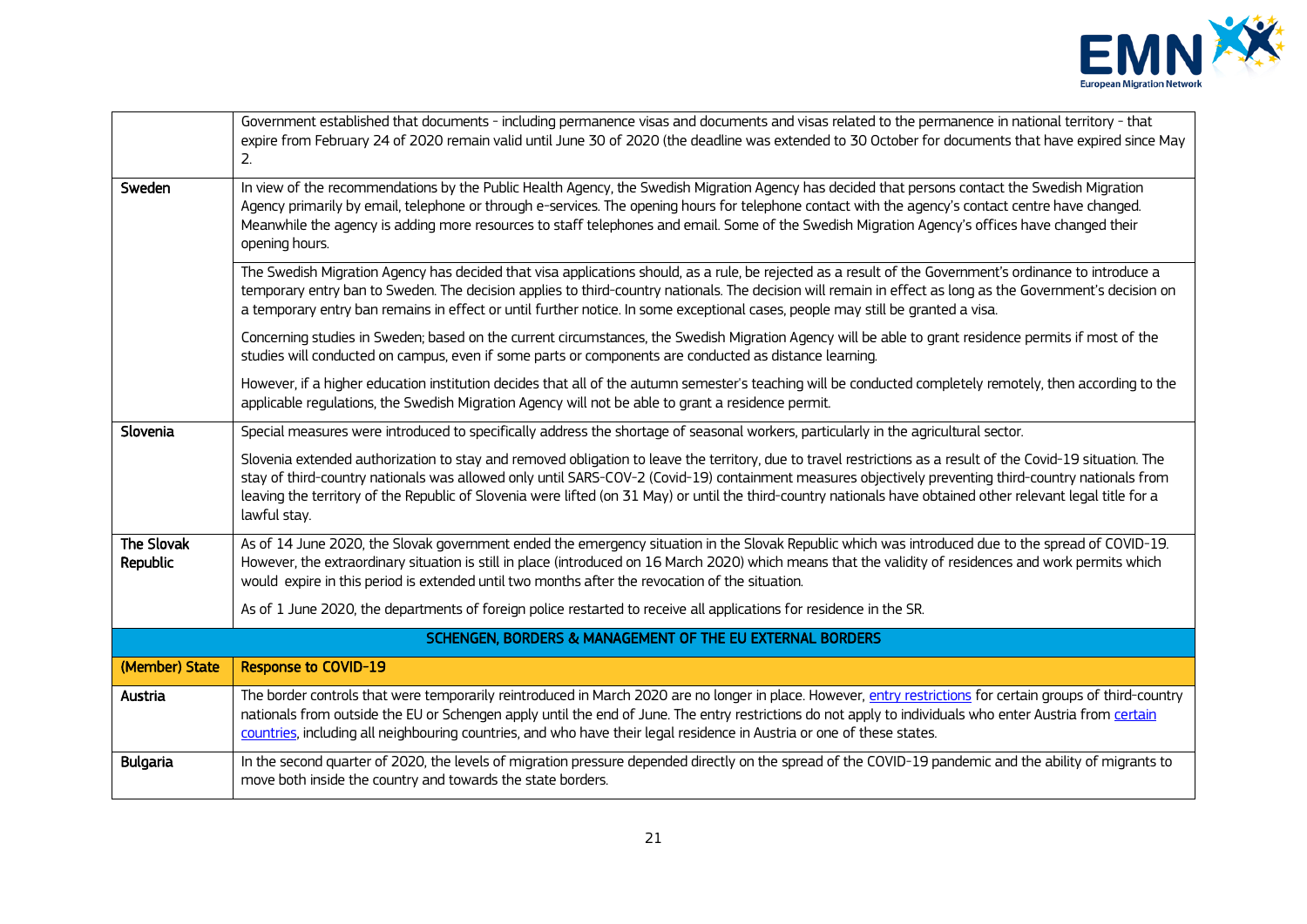| | |
|---|---|
| | Government established that documents - including permanence visas and documents and visas related to the permanence in national territory - that expire from February 24 of 2020 remain valid until June 30 of 2020 (the deadline was extended to 30 October for documents that have expired since May 2. |
| Sweden | In view of the recommendations by the Public Health Agency, the Swedish Migration Agency has decided that persons contact the Swedish Migration Agency primarily by email, telephone or through e-services. The opening hours for telephone contact with the agency's contact centre have changed. Meanwhile the agency is adding more resources to staff telephones and email. Some of the Swedish Migration Agency's offices have changed their opening hours. |
| | The Swedish Migration Agency has decided that visa applications should, as a rule, be rejected as a result of the Government's ordinance to introduce a temporary entry ban to Sweden. The decision applies to third-country nationals. The decision will remain in effect as long as the Government's decision on a temporary entry ban remains in effect or until further notice. In some exceptional cases, people may still be granted a visa.<br><br>Concerning studies in Sweden; based on the current circumstances, the Swedish Migration Agency will be able to grant residence permits if most of the studies will conducted on campus, even if some parts or components are conducted as distance learning.<br><br>However, if a higher education institution decides that all of the autumn semester's teaching will be conducted completely remotely, then according to the applicable regulations, the Swedish Migration Agency will not be able to grant a residence permit. |
| Slovenia | Special measures were introduced to specifically address the shortage of seasonal workers, particularly in the agricultural sector.<br><br>Slovenia extended authorization to stay and removed obligation to leave the territory, due to travel restrictions as a result of the Covid-19 situation. The stay of third-country nationals was allowed only until SARS-COV-2 (Covid-19) containment measures objectively preventing third-country nationals from leaving the territory of the Republic of Slovenia were lifted (on 31 May) or until the third-country nationals have obtained other relevant legal title for a lawful stay. |
| The Slovak Republic | As of 14 June 2020, the Slovak government ended the emergency situation in the Slovak Republic which was introduced due to the spread of COVID-19. However, the extraordinary situation is still in place (introduced on 16 March 2020) which means that the validity of residences and work permits which would expire in this period is extended until two months after the revocation of the situation.<br><br>As of 1 June 2020, the departments of foreign police restarted to receive all applications for residence in the SR. |
| **SCHENGEN, BORDERS & MANAGEMENT OF THE EU EXTERNAL BORDERS** | |
| **(Member) State** | **Response to COVID-19** |
| Austria | The border controls that were temporarily reintroduced in March 2020 are no longer in place. However, entry restrictions for certain groups of third-country nationals from outside the EU or Schengen apply until the end of June. The entry restrictions do not apply to individuals who enter Austria from certain countries, including all neighbouring countries, and who have their legal residence in Austria or one of these states. |
| Bulgaria | In the second quarter of 2020, the levels of migration pressure depended directly on the spread of the COVID-19 pandemic and the ability of migrants to move both inside the country and towards the state borders. |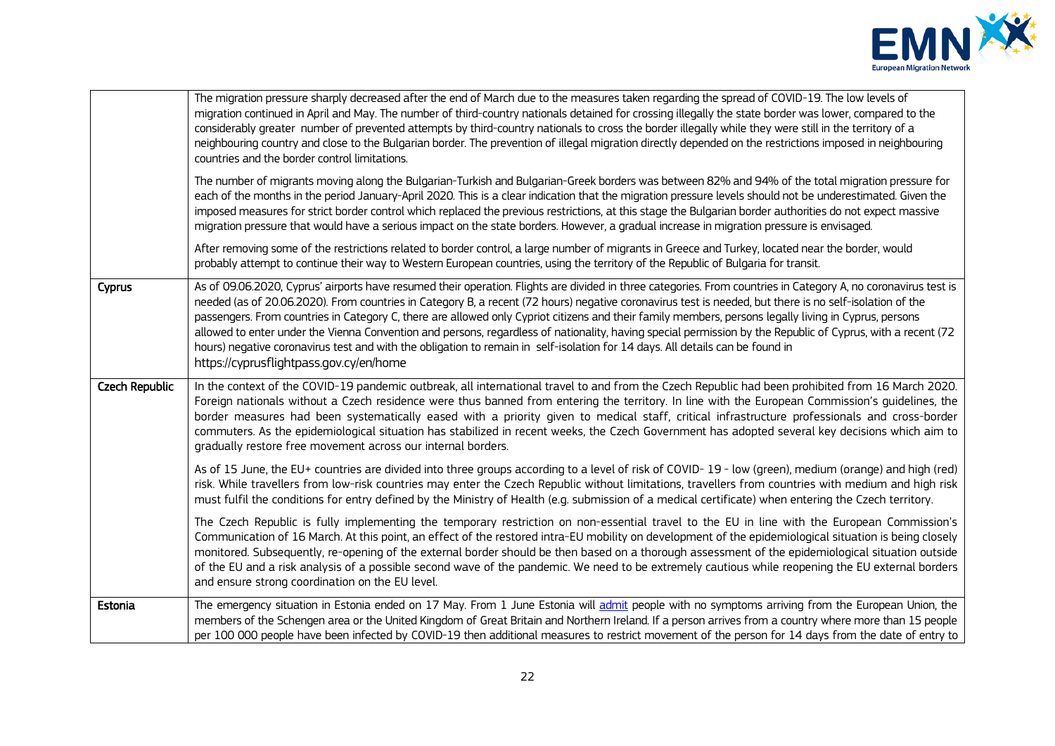| | |
|---|---|
| | The migration pressure sharply decreased after the end of March due to the measures taken regarding the spread of COVID-19. The low levels of migration continued in April and May. The number of third-country nationals detained for crossing illegally the state border was lower, compared to the considerably greater number of prevented attempts by third-country nationals to cross the border illegally while they were still in the territory of a neighbouring country and close to the Bulgarian border. The prevention of illegal migration directly depended on the restrictions imposed in neighbouring countries and the border control limitations.<br><br>The number of migrants moving along the Bulgarian-Turkish and Bulgarian-Greek borders was between 82% and 94% of the total migration pressure for each of the months in the period January-April 2020. This is a clear indication that the migration pressure levels should not be underestimated. Given the imposed measures for strict border control which replaced the previous restrictions, at this stage the Bulgarian border authorities do not expect massive migration pressure that would have a serious impact on the state borders. However, a gradual increase in migration pressure is envisaged.<br><br>After removing some of the restrictions related to border control, a large number of migrants in Greece and Turkey, located near the border, would probably attempt to continue their way to Western European countries, using the territory of the Republic of Bulgaria for transit. |
| **Cyprus** | As of 09.06.2020, Cyprus' airports have resumed their operation. Flights are divided in three categories. From countries in Category A, no coronavirus test is needed (as of 20.06.2020). From countries in Category B, a recent (72 hours) negative coronavirus test is needed, but there is no self-isolation of the passengers. From countries in Category C, there are allowed only Cypriot citizens and their family members, persons legally living in Cyprus, persons allowed to enter under the Vienna Convention and persons, regardless of nationality, having special permission by the Republic of Cyprus, with a recent (72 hours) negative coronavirus test and with the obligation to remain in self-isolation for 14 days. All details can be found in https://cyprusflightpass.gov.cy/en/home |
| **Czech Republic** | In the context of the COVID-19 pandemic outbreak, all international travel to and from the Czech Republic had been prohibited from 16 March 2020. Foreign nationals without a Czech residence were thus banned from entering the territory. In line with the European Commission's guidelines, the border measures had been systematically eased with a priority given to medical staff, critical infrastructure professionals and cross-border commuters. As the epidemiological situation has stabilized in recent weeks, the Czech Government has adopted several key decisions which aim to gradually restore free movement across our internal borders.<br><br>As of 15 June, the EU+ countries are divided into three groups according to a level of risk of COVID- 19 - low (green), medium (orange) and high (red) risk. While travellers from low-risk countries may enter the Czech Republic without limitations, travellers from countries with medium and high risk must fulfil the conditions for entry defined by the Ministry of Health (e.g. submission of a medical certificate) when entering the Czech territory.<br><br>The Czech Republic is fully implementing the temporary restriction on non-essential travel to the EU in line with the European Commission's Communication of 16 March. At this point, an effect of the restored intra-EU mobility on development of the epidemiological situation is being closely monitored. Subsequently, re-opening of the external border should be then based on a thorough assessment of the epidemiological situation outside of the EU and a risk analysis of a possible second wave of the pandemic. We need to be extremely cautious while reopening the EU external borders and ensure strong coordination on the EU level. |
| **Estonia** | The emergency situation in Estonia ended on 17 May. From 1 June Estonia will admit people with no symptoms arriving from the European Union, the members of the Schengen area or the United Kingdom of Great Britain and Northern Ireland. If a person arrives from a country where more than 15 people per 100 000 people have been infected by COVID-19 then additional measures to restrict movement of the person for 14 days from the date of entry to |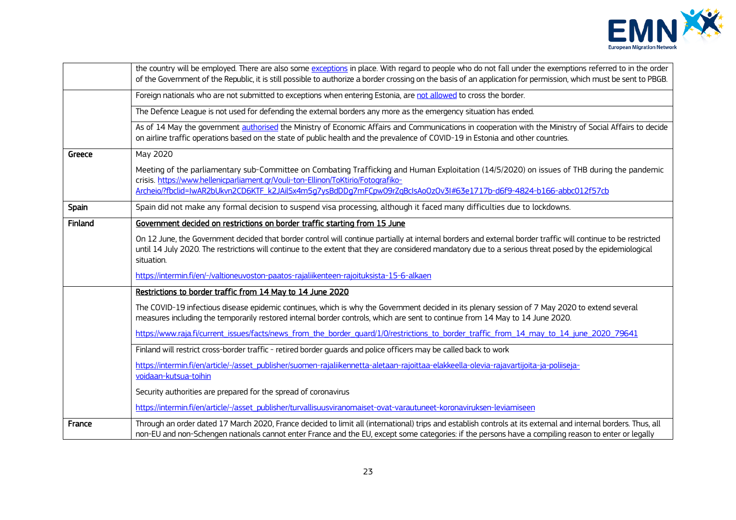| | |
|---|---|
| | the country will be employed. There are also some exceptions in place. With regard to people who do not fall under the exemptions referred to in the order of the Government of the Republic, it is still possible to authorize a border crossing on the basis of an application for permission, which must be sent to PBGB. |
| | Foreign nationals who are not submitted to exceptions when entering Estonia, are not allowed to cross the border. |
| | The Defence League is not used for defending the external borders any more as the emergency situation has ended. |
| | As of 14 May the government authorised the Ministry of Economic Affairs and Communications in cooperation with the Ministry of Social Affairs to decide on airline traffic operations based on the state of public health and the prevalence of COVID-19 in Estonia and other countries. |
| **Greece** | May 2020<br><br>Meeting of the parliamentary sub-Committee on Combating Trafficking and Human Exploitation (14/5/2020) on issues of THB during the pandemic crisis. https://www.hellenicparliament.gr/Vouli-ton-Ellinon/ToKtirio/Fotografiko-Archeio/?fbclid=IwAR2bUkvn2CD6KTF_k2JAilSx4m5g7ysBdDDg7mFCpw09rZqBclsAoOzOv3I#63e1717b-d6f9-4824-b166-abbc012f57cb |
| **Spain** | Spain did not make any formal decision to suspend visa processing, although it faced many difficulties due to lockdowns. |
| **Finland** | **Government decided on restrictions on border traffic starting from 15 June**<br><br>On 12 June, the Government decided that border control will continue partially at internal borders and external border traffic will continue to be restricted until 14 July 2020. The restrictions will continue to the extent that they are considered mandatory due to a serious threat posed by the epidemiological situation.<br><br>https://intermin.fi/en/-/valtioneuvoston-paatos-rajaliikenteen-rajoituksista-15-6-alkaen |
| | **Restrictions to border traffic from 14 May to 14 June 2020**<br><br>The COVID-19 infectious disease epidemic continues, which is why the Government decided in its plenary session of 7 May 2020 to extend several measures including the temporarily restored internal border controls, which are sent to continue from 14 May to 14 June 2020.<br><br>https://www.raja.fi/current_issues/facts/news_from_the_border_guard/1/0/restrictions_to_border_traffic_from_14_may_to_14_june_2020_79641 |
| | Finland will restrict cross-border traffic - retired border guards and police officers may be called back to work<br><br>https://intermin.fi/en/article/-/asset_publisher/suomen-rajaliikennetta-aletaan-rajoittaa-elakkeella-olevia-rajavartijoita-ja-poliiseja-voidaan-kutsua-toihin<br><br>Security authorities are prepared for the spread of coronavirus<br><br>https://intermin.fi/en/article/-/asset_publisher/turvallisuusviranomaiset-ovat-varautuneet-koronaviruksen-leviamiseen |
| **France** | Through an order dated 17 March 2020, France decided to limit all (international) trips and establish controls at its external and internal borders. Thus, all non-EU and non-Schengen nationals cannot enter France and the EU, except some categories: if the persons have a compiling reason to enter or legally |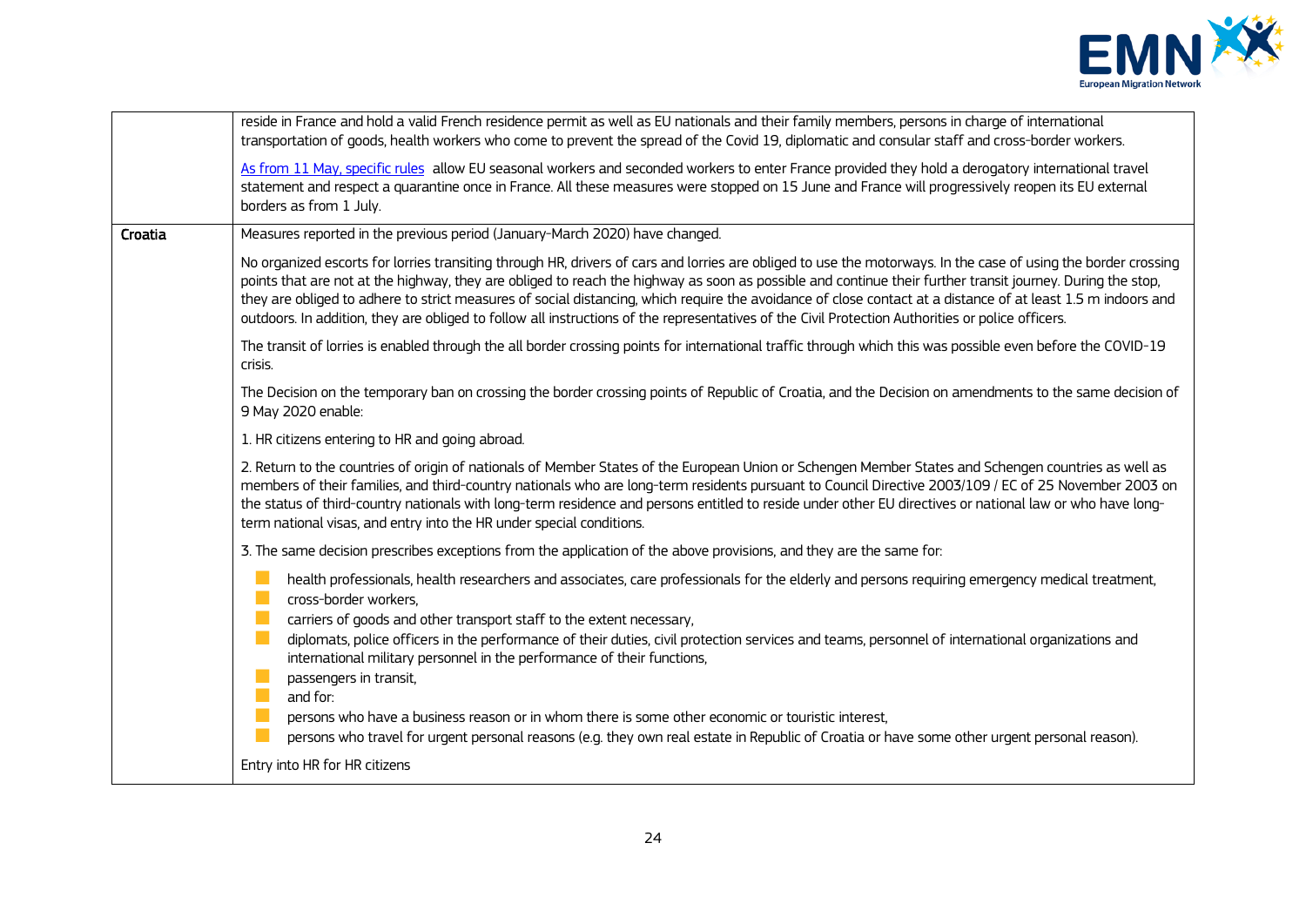| | |
|---|---|
| | reside in France and hold a valid French residence permit as well as EU nationals and their family members, persons in charge of international transportation of goods, health workers who come to prevent the spread of the Covid 19, diplomatic and consular staff and cross-border workers.<br><br>As from 11 May, specific rules allow EU seasonal workers and seconded workers to enter France provided they hold a derogatory international travel statement and respect a quarantine once in France. All these measures were stopped on 15 June and France will progressively reopen its EU external borders as from 1 July. |
| Croatia | Measures reported in the previous period (January-March 2020) have changed.<br><br>No organized escorts for lorries transiting through HR, drivers of cars and lorries are obliged to use the motorways. In the case of using the border crossing points that are not at the highway, they are obliged to reach the highway as soon as possible and continue their further transit journey. During the stop, they are obliged to adhere to strict measures of social distancing, which require the avoidance of close contact at a distance of at least 1.5 m indoors and outdoors. In addition, they are obliged to follow all instructions of the representatives of the Civil Protection Authorities or police officers.<br><br>The transit of lorries is enabled through the all border crossing points for international traffic through which this was possible even before the COVID-19 crisis.<br><br>The Decision on the temporary ban on crossing the border crossing points of Republic of Croatia, and the Decision on amendments to the same decision of 9 May 2020 enable:<br><br>1. HR citizens entering to HR and going abroad.<br><br>2. Return to the countries of origin of nationals of Member States of the European Union or Schengen Member States and Schengen countries as well as members of their families, and third-country nationals who are long-term residents pursuant to Council Directive 2003/109 / EC of 25 November 2003 on the status of third-country nationals with long-term residence and persons entitled to reside under other EU directives or national law or who have long-term national visas, and entry into the HR under special conditions.<br><br>3. The same decision prescribes exceptions from the application of the above provisions, and they are the same for:<br><br>- health professionals, health researchers and associates, care professionals for the elderly and persons requiring emergency medical treatment,<br>- cross-border workers,<br>- carriers of goods and other transport staff to the extent necessary,<br>- diplomats, police officers in the performance of their duties, civil protection services and teams, personnel of international organizations and international military personnel in the performance of their functions,<br>- passengers in transit,<br>- and for:<br>- persons who have a business reason or in whom there is some other economic or touristic interest,<br>- persons who travel for urgent personal reasons (e.g. they own real estate in Republic of Croatia or have some other urgent personal reason).<br><br>Entry into HR for HR citizens |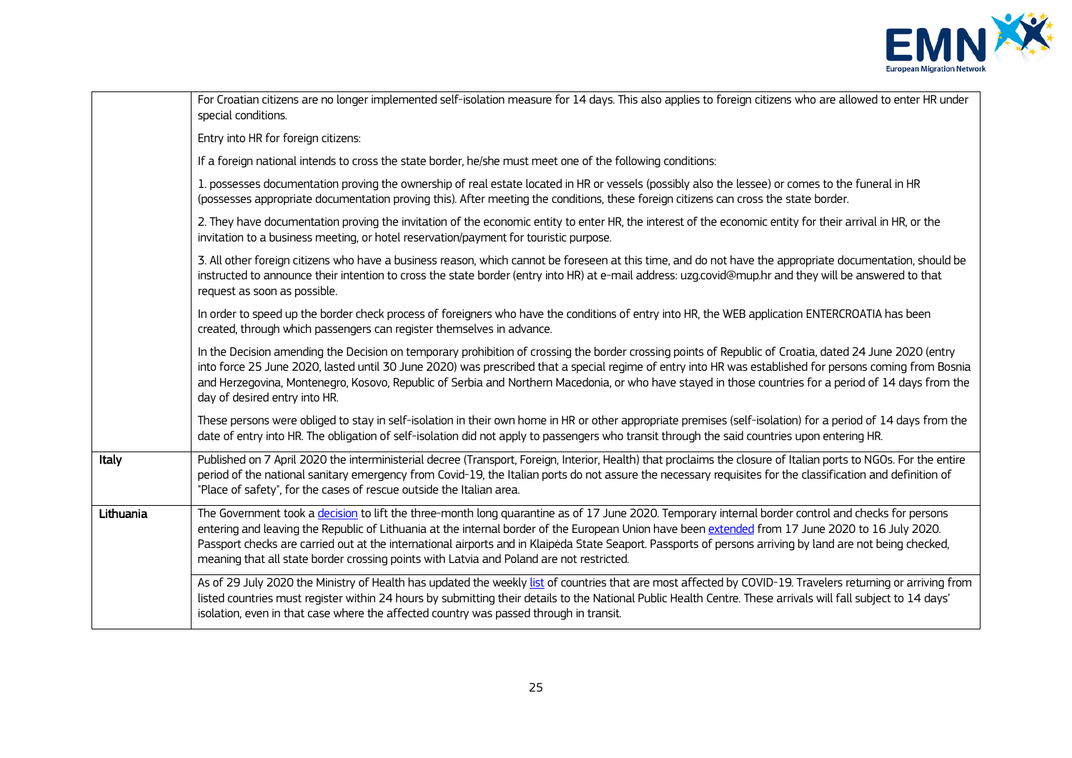| | |
|---|---|
| | For Croatian citizens are no longer implemented self-isolation measure for 14 days. This also applies to foreign citizens who are allowed to enter HR under special conditions.<br><br>Entry into HR for foreign citizens:<br><br>If a foreign national intends to cross the state border, he/she must meet one of the following conditions:<br><br>1. possesses documentation proving the ownership of real estate located in HR or vessels (possibly also the lessee) or comes to the funeral in HR (possesses appropriate documentation proving this). After meeting the conditions, these foreign citizens can cross the state border.<br><br>2. They have documentation proving the invitation of the economic entity to enter HR, the interest of the economic entity for their arrival in HR, or the invitation to a business meeting, or hotel reservation/payment for touristic purpose.<br><br>3. All other foreign citizens who have a business reason, which cannot be foreseen at this time, and do not have the appropriate documentation, should be instructed to announce their intention to cross the state border (entry into HR) at e-mail address: uzg.covid@mup.hr and they will be answered to that request as soon as possible.<br><br>In order to speed up the border check process of foreigners who have the conditions of entry into HR, the WEB application ENTERCROATIA has been created, through which passengers can register themselves in advance.<br><br>In the Decision amending the Decision on temporary prohibition of crossing the border crossing points of Republic of Croatia, dated 24 June 2020 (entry into force 25 June 2020, lasted until 30 June 2020) was prescribed that a special regime of entry into HR was established for persons coming from Bosnia and Herzegovina, Montenegro, Kosovo, Republic of Serbia and Northern Macedonia, or who have stayed in those countries for a period of 14 days from the day of desired entry into HR.<br><br>These persons were obliged to stay in self-isolation in their own home in HR or other appropriate premises (self-isolation) for a period of 14 days from the date of entry into HR. The obligation of self-isolation did not apply to passengers who transit through the said countries upon entering HR. |
| **Italy** | Published on 7 April 2020 the interministerial decree (Transport, Foreign, Interior, Health) that proclaims the closure of Italian ports to NGOs. For the entire period of the national sanitary emergency from Covid-19, the Italian ports do not assure the necessary requisites for the classification and definition of "Place of safety", for the cases of rescue outside the Italian area. |
| **Lithuania** | The Government took a decision to lift the three-month long quarantine as of 17 June 2020. Temporary internal border control and checks for persons entering and leaving the Republic of Lithuania at the internal border of the European Union have been extended from 17 June 2020 to 16 July 2020. Passport checks are carried out at the international airports and in Klaipėda State Seaport. Passports of persons arriving by land are not being checked, meaning that all state border crossing points with Latvia and Poland are not restricted. |
| | As of 29 July 2020 the Ministry of Health has updated the weekly list of countries that are most affected by COVID-19. Travelers returning or arriving from listed countries must register within 24 hours by submitting their details to the National Public Health Centre. These arrivals will fall subject to 14 days' isolation, even in that case where the affected country was passed through in transit. |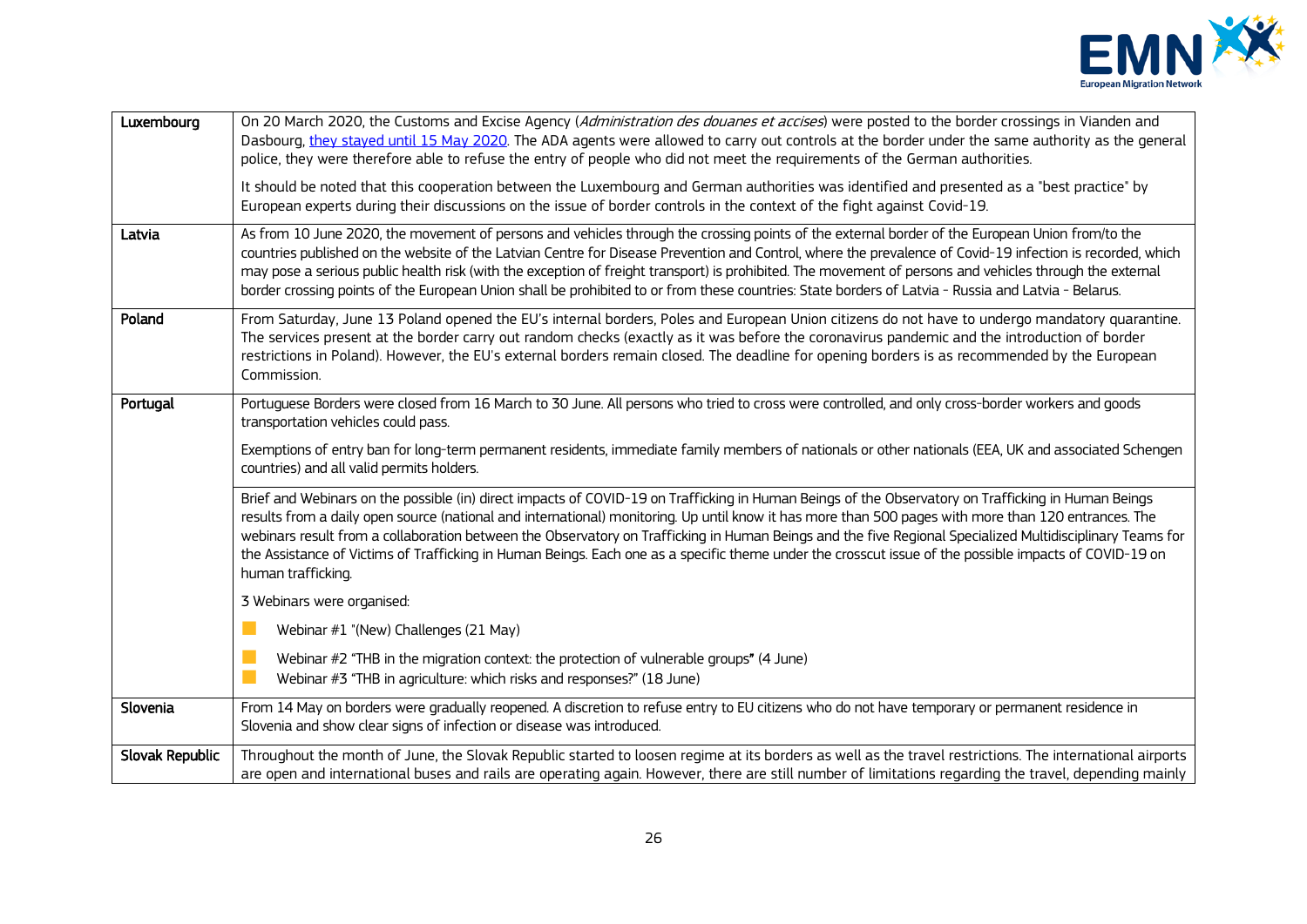| | |
|---|---|
| **Luxembourg** | On 20 March 2020, the Customs and Excise Agency (*Administration des douanes et accises*) were posted to the border crossings in Vianden and Dasbourg, they stayed until 15 May 2020. The ADA agents were allowed to carry out controls at the border under the same authority as the general police, they were therefore able to refuse the entry of people who did not meet the requirements of the German authorities.<br><br>It should be noted that this cooperation between the Luxembourg and German authorities was identified and presented as a "best practice" by European experts during their discussions on the issue of border controls in the context of the fight against Covid-19. |
| **Latvia** | As from 10 June 2020, the movement of persons and vehicles through the crossing points of the external border of the European Union from/to the countries published on the website of the Latvian Centre for Disease Prevention and Control, where the prevalence of Covid-19 infection is recorded, which may pose a serious public health risk (with the exception of freight transport) is prohibited. The movement of persons and vehicles through the external border crossing points of the European Union shall be prohibited to or from these countries: State borders of Latvia - Russia and Latvia - Belarus. |
| **Poland** | From Saturday, June 13 Poland opened the EU's internal borders, Poles and European Union citizens do not have to undergo mandatory quarantine. The services present at the border carry out random checks (exactly as it was before the coronavirus pandemic and the introduction of border restrictions in Poland). However, the EU's external borders remain closed. The deadline for opening borders is as recommended by the European Commission. |
| **Portugal** | Portuguese Borders were closed from 16 March to 30 June. All persons who tried to cross were controlled, and only cross-border workers and goods transportation vehicles could pass.<br><br>Exemptions of entry ban for long-term permanent residents, immediate family members of nationals or other nationals (EEA, UK and associated Schengen countries) and all valid permits holders. |
| | Brief and Webinars on the possible (in) direct impacts of COVID-19 on Trafficking in Human Beings of the Observatory on Trafficking in Human Beings results from a daily open source (national and international) monitoring. Up until know it has more than 500 pages with more than 120 entrances. The webinars result from a collaboration between the Observatory on Trafficking in Human Beings and the five Regional Specialized Multidisciplinary Teams for the Assistance of Victims of Trafficking in Human Beings. Each one as a specific theme under the crosscut issue of the possible impacts of COVID-19 on human trafficking.<br><br>3 Webinars were organised:<br><br>- Webinar #1 "(New) Challenges (21 May)<br>- Webinar #2 "THB in the migration context: the protection of vulnerable groups" (4 June)<br>- Webinar #3 "THB in agriculture: which risks and responses?" (18 June) |
| **Slovenia** | From 14 May on borders were gradually reopened. A discretion to refuse entry to EU citizens who do not have temporary or permanent residence in Slovenia and show clear signs of infection or disease was introduced. |
| **Slovak Republic** | Throughout the month of June, the Slovak Republic started to loosen regime at its borders as well as the travel restrictions. The international airports are open and international buses and rails are operating again. However, there are still number of limitations regarding the travel, depending mainly |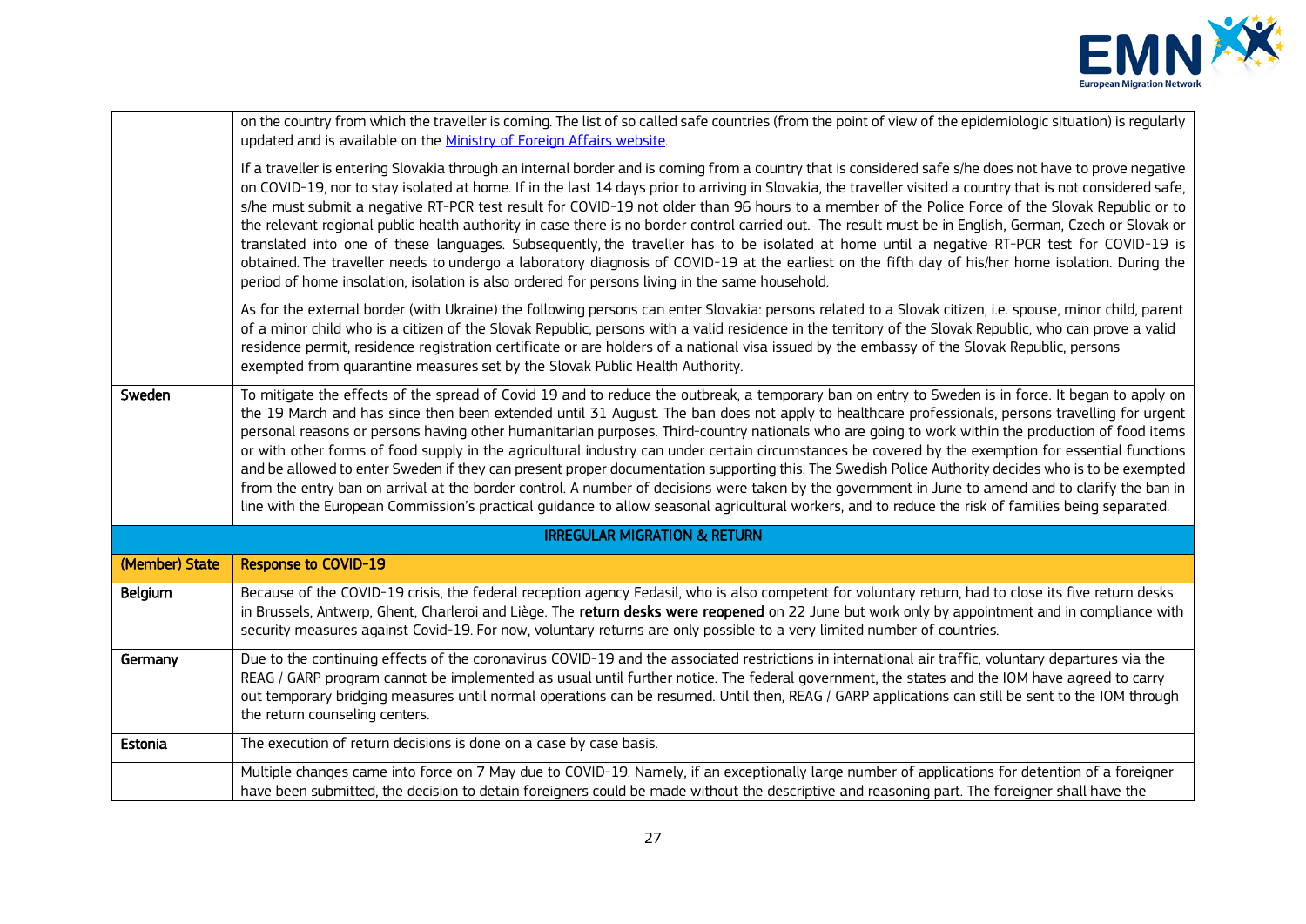| | |
|---|---|
| | on the country from which the traveller is coming. The list of so called safe countries (from the point of view of the epidemiologic situation) is regularly updated and is available on the [Ministry of Foreign Affairs website](). <br><br> If a traveller is entering Slovakia through an internal border and is coming from a country that is considered safe s/he does not have to prove negative on COVID-19, nor to stay isolated at home. If in the last 14 days prior to arriving in Slovakia, the traveller visited a country that is not considered safe, s/he must submit a negative RT-PCR test result for COVID-19 not older than 96 hours to a member of the Police Force of the Slovak Republic or to the relevant regional public health authority in case there is no border control carried out. The result must be in English, German, Czech or Slovak or translated into one of these languages. Subsequently, the traveller has to be isolated at home until a negative RT-PCR test for COVID-19 is obtained. The traveller needs to undergo a laboratory diagnosis of COVID-19 at the earliest on the fifth day of his/her home isolation. During the period of home insolation, isolation is also ordered for persons living in the same household. <br><br> As for the external border (with Ukraine) the following persons can enter Slovakia: persons related to a Slovak citizen, i.e. spouse, minor child, parent of a minor child who is a citizen of the Slovak Republic, persons with a valid residence in the territory of the Slovak Republic, who can prove a valid residence permit, residence registration certificate or are holders of a national visa issued by the embassy of the Slovak Republic, persons exempted from quarantine measures set by the Slovak Public Health Authority. |
| Sweden | To mitigate the effects of the spread of Covid 19 and to reduce the outbreak, a temporary ban on entry to Sweden is in force. It began to apply on the 19 March and has since then been extended until 31 August. The ban does not apply to healthcare professionals, persons travelling for urgent personal reasons or persons having other humanitarian purposes. Third-country nationals who are going to work within the production of food items or with other forms of food supply in the agricultural industry can under certain circumstances be covered by the exemption for essential functions and be allowed to enter Sweden if they can present proper documentation supporting this. The Swedish Police Authority decides who is to be exempted from the entry ban on arrival at the border control. A number of decisions were taken by the government in June to amend and to clarify the ban in line with the European Commission's practical guidance to allow seasonal agricultural workers, and to reduce the risk of families being separated. |
| **IRREGULAR MIGRATION & RETURN** | |
| **(Member) State** | **Response to COVID-19** |
| **Belgium** | Because of the COVID-19 crisis, the federal reception agency Fedasil, who is also competent for voluntary return, had to close its five return desks in Brussels, Antwerp, Ghent, Charleroi and Liège. The **return desks were reopened** on 22 June but work only by appointment and in compliance with security measures against Covid-19. For now, voluntary returns are only possible to a very limited number of countries. |
| **Germany** | Due to the continuing effects of the coronavirus COVID-19 and the associated restrictions in international air traffic, voluntary departures via the REAG / GARP program cannot be implemented as usual until further notice. The federal government, the states and the IOM have agreed to carry out temporary bridging measures until normal operations can be resumed. Until then, REAG / GARP applications can still be sent to the IOM through the return counseling centers. |
| **Estonia** | The execution of return decisions is done on a case by case basis. |
| | Multiple changes came into force on 7 May due to COVID-19. Namely, if an exceptionally large number of applications for detention of a foreigner have been submitted, the decision to detain foreigners could be made without the descriptive and reasoning part. The foreigner shall have the |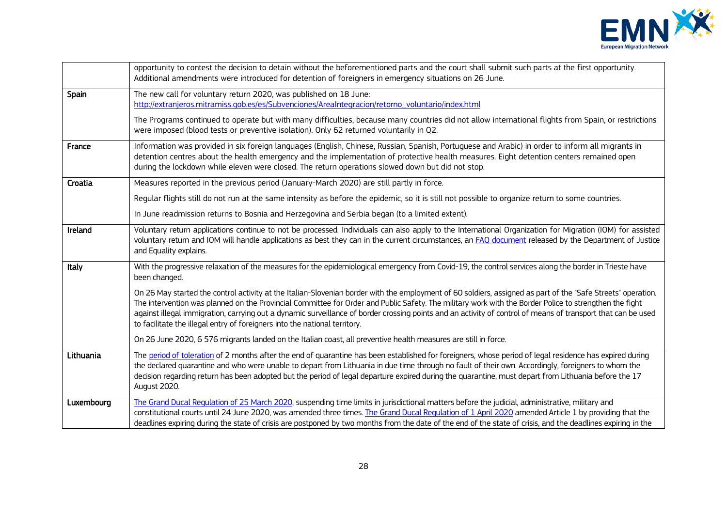| | |
|---|---|
| | opportunity to contest the decision to detain without the beforementioned parts and the court shall submit such parts at the first opportunity. Additional amendments were introduced for detention of foreigners in emergency situations on 26 June. |
| **Spain** | The new call for voluntary return 2020, was published on 18 June: [http://extranjeros.mitramiss.gob.es/es/Subvenciones/AreaIntegracion/retorno_voluntario/index.html](http://extranjeros.mitramiss.gob.es/es/Subvenciones/AreaIntegracion/retorno_voluntario/index.html)<br><br>The Programs continued to operate but with many difficulties, because many countries did not allow international flights from Spain, or restrictions were imposed (blood tests or preventive isolation). Only 62 returned voluntarily in Q2. |
| **France** | Information was provided in six foreign languages (English, Chinese, Russian, Spanish, Portuguese and Arabic) in order to inform all migrants in detention centres about the health emergency and the implementation of protective health measures. Eight detention centers remained open during the lockdown while eleven were closed. The return operations slowed down but did not stop. |
| **Croatia** | Measures reported in the previous period (January-March 2020) are still partly in force.<br><br>Regular flights still do not run at the same intensity as before the epidemic, so it is still not possible to organize return to some countries.<br><br>In June readmission returns to Bosnia and Herzegovina and Serbia began (to a limited extent). |
| **Ireland** | Voluntary return applications continue to not be processed. Individuals can also apply to the International Organization for Migration (IOM) for assisted voluntary return and IOM will handle applications as best they can in the current circumstances, an FAQ document released by the Department of Justice and Equality explains. |
| **Italy** | With the progressive relaxation of the measures for the epidemiological emergency from Covid-19, the control services along the border in Trieste have been changed.<br><br>On 26 May started the control activity at the Italian-Slovenian border with the employment of 60 soldiers, assigned as part of the "Safe Streets" operation. The intervention was planned on the Provincial Committee for Order and Public Safety. The military work with the Border Police to strengthen the fight against illegal immigration, carrying out a dynamic surveillance of border crossing points and an activity of control of means of transport that can be used to facilitate the illegal entry of foreigners into the national territory.<br><br>On 26 June 2020, 6 576 migrants landed on the Italian coast, all preventive health measures are still in force. |
| **Lithuania** | The period of toleration of 2 months after the end of quarantine has been established for foreigners, whose period of legal residence has expired during the declared quarantine and who were unable to depart from Lithuania in due time through no fault of their own. Accordingly, foreigners to whom the decision regarding return has been adopted but the period of legal departure expired during the quarantine, must depart from Lithuania before the 17 August 2020. |
| **Luxembourg** | The Grand Ducal Regulation of 25 March 2020, suspending time limits in jurisdictional matters before the judicial, administrative, military and constitutional courts until 24 June 2020, was amended three times. The Grand Ducal Regulation of 1 April 2020 amended Article 1 by providing that the deadlines expiring during the state of crisis are postponed by two months from the date of the end of the state of crisis, and the deadlines expiring in the |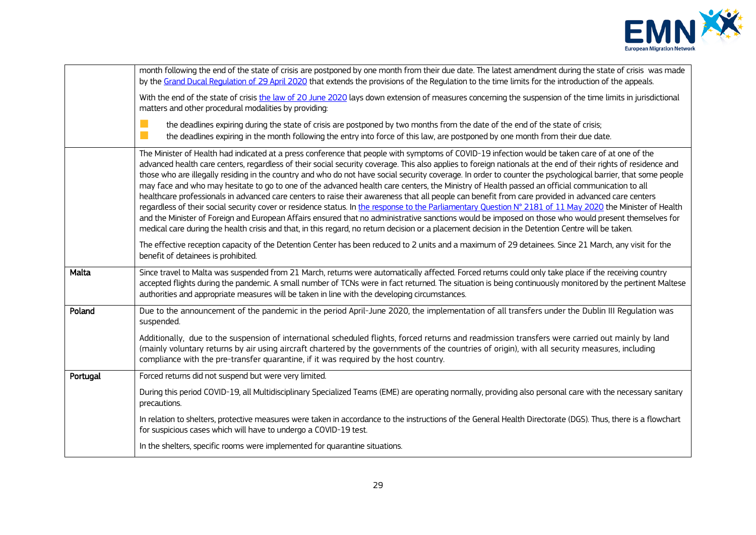| | |
|---|---|
| | month following the end of the state of crisis are postponed by one month from their due date. The latest amendment during the state of crisis was made by the Grand Ducal Regulation of 29 April 2020 that extends the provisions of the Regulation to the time limits for the introduction of the appeals.<br><br>With the end of the state of crisis the law of 20 June 2020 lays down extension of measures concerning the suspension of the time limits in jurisdictional matters and other procedural modalities by providing:<br><br>- the deadlines expiring during the state of crisis are postponed by two months from the date of the end of the state of crisis;<br>- the deadlines expiring in the month following the entry into force of this law, are postponed by one month from their due date. |
| | The Minister of Health had indicated at a press conference that people with symptoms of COVID-19 infection would be taken care of at one of the advanced health care centers, regardless of their social security coverage. This also applies to foreign nationals at the end of their rights of residence and those who are illegally residing in the country and who do not have social security coverage. In order to counter the psychological barrier, that some people may face and who may hesitate to go to one of the advanced health care centers, the Ministry of Health passed an official communication to all healthcare professionals in advanced care centers to raise their awareness that all people can benefit from care provided in advanced care centers regardless of their social security cover or residence status. In the response to the Parliamentary Question N° 2181 of 11 May 2020 the Minister of Health and the Minister of Foreign and European Affairs ensured that no administrative sanctions would be imposed on those who would present themselves for medical care during the health crisis and that, in this regard, no return decision or a placement decision in the Detention Centre will be taken.<br><br>The effective reception capacity of the Detention Center has been reduced to 2 units and a maximum of 29 detainees. Since 21 March, any visit for the benefit of detainees is prohibited. |
| **Malta** | Since travel to Malta was suspended from 21 March, returns were automatically affected. Forced returns could only take place if the receiving country accepted flights during the pandemic. A small number of TCNs were in fact returned. The situation is being continuously monitored by the pertinent Maltese authorities and appropriate measures will be taken in line with the developing circumstances. |
| **Poland** | Due to the announcement of the pandemic in the period April-June 2020, the implementation of all transfers under the Dublin III Regulation was suspended.<br><br>Additionally, due to the suspension of international scheduled flights, forced returns and readmission transfers were carried out mainly by land (mainly voluntary returns by air using aircraft chartered by the governments of the countries of origin), with all security measures, including compliance with the pre-transfer quarantine, if it was required by the host country. |
| **Portugal** | Forced returns did not suspend but were very limited.<br><br>During this period COVID-19, all Multidisciplinary Specialized Teams (EME) are operating normally, providing also personal care with the necessary sanitary precautions.<br><br>In relation to shelters, protective measures were taken in accordance to the instructions of the General Health Directorate (DGS). Thus, there is a flowchart for suspicious cases which will have to undergo a COVID-19 test.<br><br>In the shelters, specific rooms were implemented for quarantine situations. |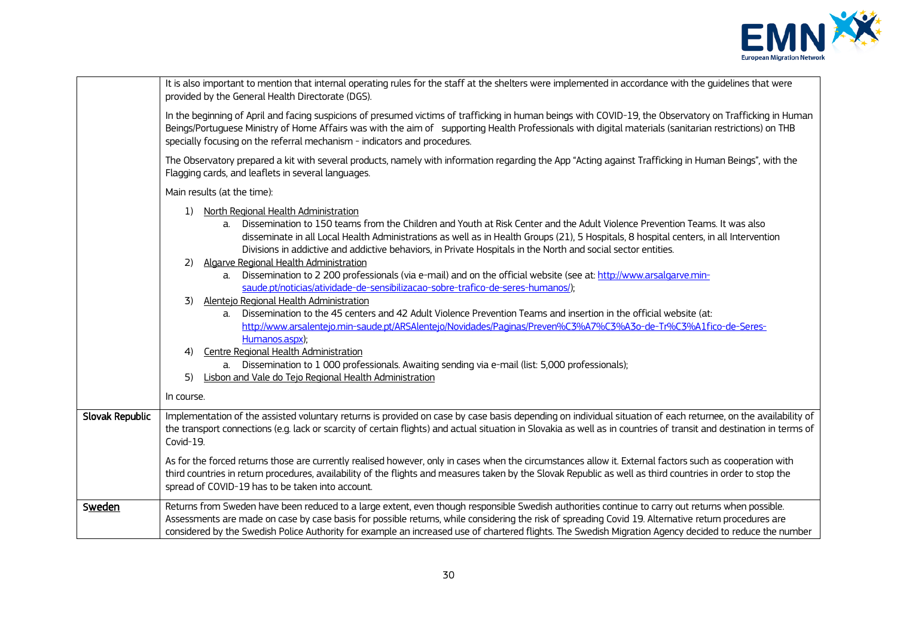| | |
|---|---|
| | It is also important to mention that internal operating rules for the staff at the shelters were implemented in accordance with the guidelines that were provided by the General Health Directorate (DGS).<br><br>In the beginning of April and facing suspicions of presumed victims of trafficking in human beings with COVID-19, the Observatory on Trafficking in Human Beings/Portuguese Ministry of Home Affairs was with the aim of supporting Health Professionals with digital materials (sanitarian restrictions) on THB specially focusing on the referral mechanism - indicators and procedures.<br><br>The Observatory prepared a kit with several products, namely with information regarding the App "Acting against Trafficking in Human Beings", with the Flagging cards, and leaflets in several languages.<br><br>Main results (at the time):<br><br>1) North Regional Health Administration<br>a. Dissemination to 150 teams from the Children and Youth at Risk Center and the Adult Violence Prevention Teams. It was also disseminate in all Local Health Administrations as well as in Health Groups (21), 5 Hospitals, 8 hospital centers, in all Intervention Divisions in addictive and addictive behaviors, in Private Hospitals in the North and social sector entities.<br>2) Algarve Regional Health Administration<br>a. Dissemination to 2 200 professionals (via e-mail) and on the official website (see at: http://www.arsalgarve.min-saude.pt/noticias/atividade-de-sensibilizacao-sobre-trafico-de-seres-humanos/);<br>3) Alentejo Regional Health Administration<br>a. Dissemination to the 45 centers and 42 Adult Violence Prevention Teams and insertion in the official website (at: http://www.arsalentejo.min-saude.pt/ARSAlentejo/Novidades/Paginas/Preven%C3%A7%C3%A3o-de-Tr%C3%A1fico-de-Seres-Humanos.aspx);<br>4) Centre Regional Health Administration<br>a. Dissemination to 1 000 professionals. Awaiting sending via e-mail (list: 5,000 professionals);<br>5) Lisbon and Vale do Tejo Regional Health Administration<br><br>In course. |
| **Slovak Republic** | Implementation of the assisted voluntary returns is provided on case by case basis depending on individual situation of each returnee, on the availability of the transport connections (e.g. lack or scarcity of certain flights) and actual situation in Slovakia as well as in countries of transit and destination in terms of Covid-19.<br><br>As for the forced returns those are currently realised however, only in cases when the circumstances allow it. External factors such as cooperation with third countries in return procedures, availability of the flights and measures taken by the Slovak Republic as well as third countries in order to stop the spread of COVID-19 has to be taken into account. |
| **Sweden** | Returns from Sweden have been reduced to a large extent, even though responsible Swedish authorities continue to carry out returns when possible. Assessments are made on case by case basis for possible returns, while considering the risk of spreading Covid 19. Alternative return procedures are considered by the Swedish Police Authority for example an increased use of chartered flights. The Swedish Migration Agency decided to reduce the number |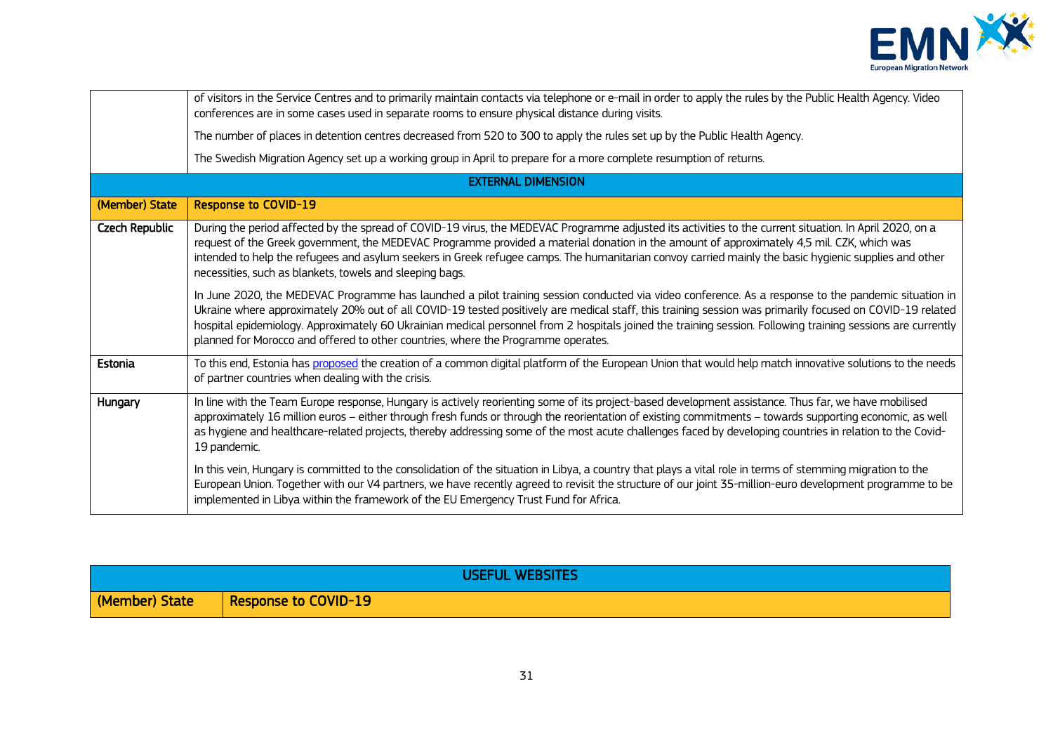| | |
|---|---|
| | of visitors in the Service Centres and to primarily maintain contacts via telephone or e-mail in order to apply the rules by the Public Health Agency. Video conferences are in some cases used in separate rooms to ensure physical distance during visits.<br><br>The number of places in detention centres decreased from 520 to 300 to apply the rules set up by the Public Health Agency.<br><br>The Swedish Migration Agency set up a working group in April to prepare for a more complete resumption of returns. |
| **EXTERNAL DIMENSION** | |
| **(Member) State** | **Response to COVID-19** |
| **Czech Republic** | During the period affected by the spread of COVID-19 virus, the MEDEVAC Programme adjusted its activities to the current situation. In April 2020, on a request of the Greek government, the MEDEVAC Programme provided a material donation in the amount of approximately 4,5 mil. CZK, which was intended to help the refugees and asylum seekers in Greek refugee camps. The humanitarian convoy carried mainly the basic hygienic supplies and other necessities, such as blankets, towels and sleeping bags.<br><br>In June 2020, the MEDEVAC Programme has launched a pilot training session conducted via video conference. As a response to the pandemic situation in Ukraine where approximately 20% out of all COVID-19 tested positively are medical staff, this training session was primarily focused on COVID-19 related hospital epidemiology. Approximately 60 Ukrainian medical personnel from 2 hospitals joined the training session. Following training sessions are currently planned for Morocco and offered to other countries, where the Programme operates. |
| **Estonia** | To this end, Estonia has proposed the creation of a common digital platform of the European Union that would help match innovative solutions to the needs of partner countries when dealing with the crisis. |
| **Hungary** | In line with the Team Europe response, Hungary is actively reorienting some of its project-based development assistance. Thus far, we have mobilised approximately 16 million euros – either through fresh funds or through the reorientation of existing commitments – towards supporting economic, as well as hygiene and healthcare-related projects, thereby addressing some of the most acute challenges faced by developing countries in relation to the Covid-19 pandemic.<br><br>In this vein, Hungary is committed to the consolidation of the situation in Libya, a country that plays a vital role in terms of stemming migration to the European Union. Together with our V4 partners, we have recently agreed to revisit the structure of our joint 35-million-euro development programme to be implemented in Libya within the framework of the EU Emergency Trust Fund for Africa. |

| USEFUL WEBSITES | |
|---|---|
| **(Member) State** | **Response to COVID-19** |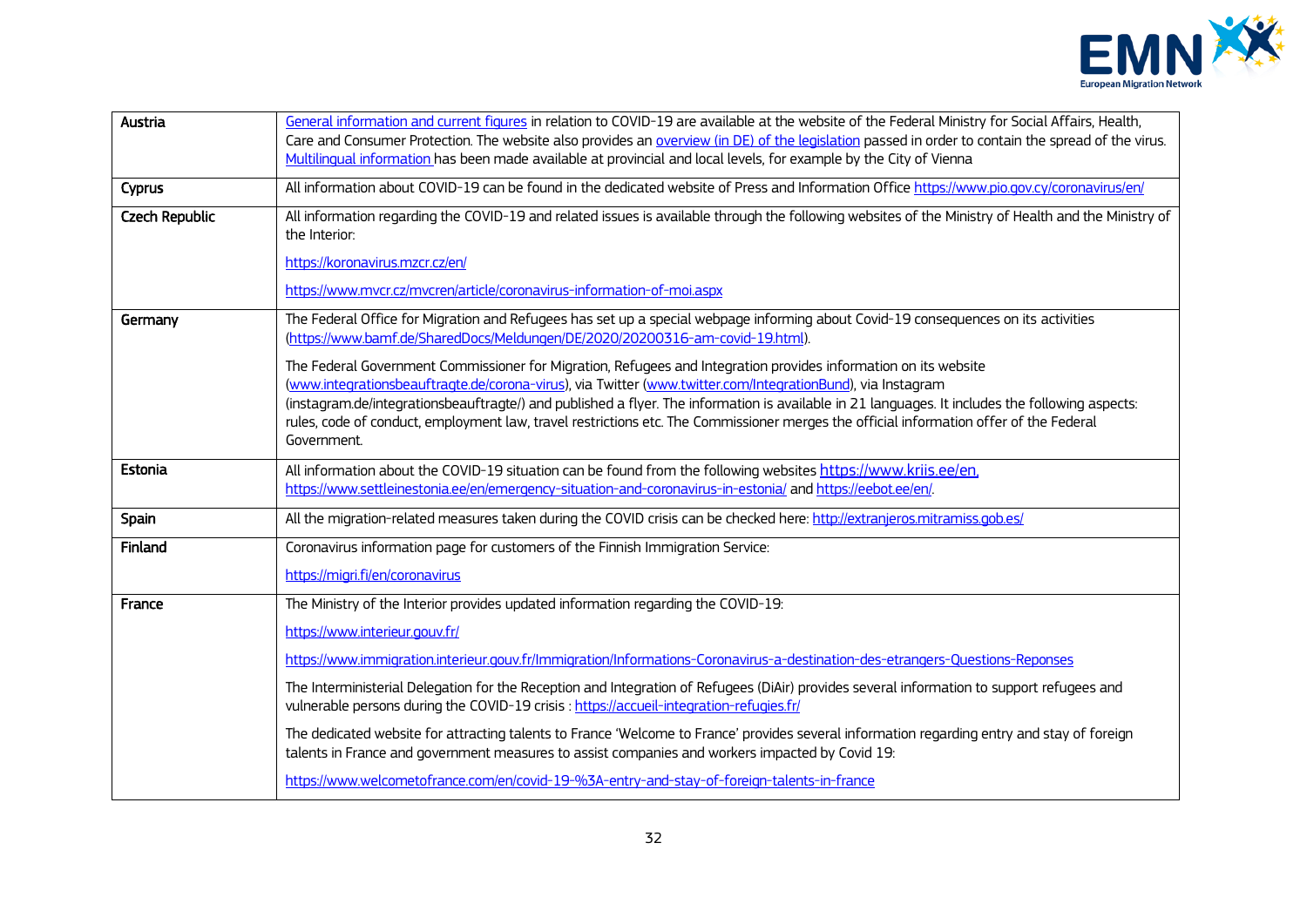| | |
|---|---|
| **Austria** | General information and current figures in relation to COVID-19 are available at the website of the Federal Ministry for Social Affairs, Health, Care and Consumer Protection. The website also provides an overview (in DE) of the legislation passed in order to contain the spread of the virus. Multilingual information has been made available at provincial and local levels, for example by the City of Vienna |
| **Cyprus** | All information about COVID-19 can be found in the dedicated website of Press and Information Office https://www.pio.gov.cy/coronavirus/en/ |
| **Czech Republic** | All information regarding the COVID-19 and related issues is available through the following websites of the Ministry of Health and the Ministry of the Interior:<br><br>https://koronavirus.mzcr.cz/en/<br><br>https://www.mvcr.cz/mvcren/article/coronavirus-information-of-moi.aspx |
| **Germany** | The Federal Office for Migration and Refugees has set up a special webpage informing about Covid-19 consequences on its activities (https://www.bamf.de/SharedDocs/Meldungen/DE/2020/20200316-am-covid-19.html).<br><br>The Federal Government Commissioner for Migration, Refugees and Integration provides information on its website (www.integrationsbeauftragte.de/corona-virus), via Twitter (www.twitter.com/IntegrationBund), via Instagram (instagram.de/integrationsbeauftragte/) and published a flyer. The information is available in 21 languages. It includes the following aspects: rules, code of conduct, employment law, travel restrictions etc. The Commissioner merges the official information offer of the Federal Government. |
| **Estonia** | All information about the COVID-19 situation can be found from the following websites https://www.kriis.ee/en, https://www.settleinestonia.ee/en/emergency-situation-and-coronavirus-in-estonia/ and https://eebot.ee/en/. |
| **Spain** | All the migration-related measures taken during the COVID crisis can be checked here: http://extranjeros.mitramiss.gob.es/ |
| **Finland** | Coronavirus information page for customers of the Finnish Immigration Service:<br><br>https://migri.fi/en/coronavirus |
| **France** | The Ministry of the Interior provides updated information regarding the COVID-19:<br><br>https://www.interieur.gouv.fr/<br><br>https://www.immigration.interieur.gouv.fr/Immigration/Informations-Coronavirus-a-destination-des-etrangers-Questions-Reponses<br><br>The Interministerial Delegation for the Reception and Integration of Refugees (DiAir) provides several information to support refugees and vulnerable persons during the COVID-19 crisis : https://accueil-integration-refugies.fr/<br><br>The dedicated website for attracting talents to France 'Welcome to France' provides several information regarding entry and stay of foreign talents in France and government measures to assist companies and workers impacted by Covid 19:<br><br>https://www.welcometofrance.com/en/covid-19-%3A-entry-and-stay-of-foreign-talents-in-france |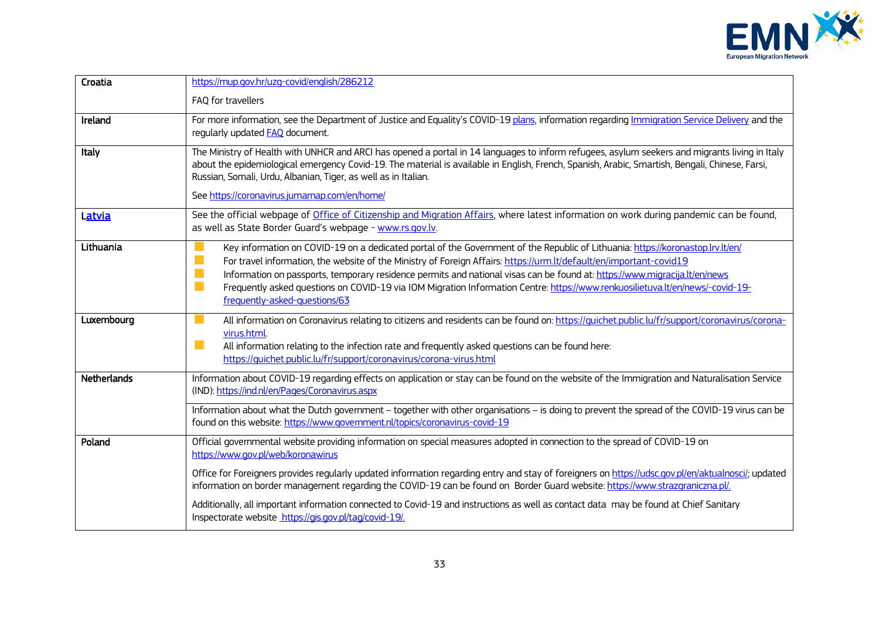| | |
|---|---|
| Croatia | https://mup.gov.hr/uzg-covid/english/286212<br><br>FAQ for travellers |
| Ireland | For more information, see the Department of Justice and Equality's COVID-19 plans, information regarding Immigration Service Delivery and the regularly updated FAQ document. |
| Italy | The Ministry of Health with UNHCR and ARCI has opened a portal in 14 languages to inform refugees, asylum seekers and migrants living in Italy about the epidemiological emergency Covid-19. The material is available in English, French, Spanish, Arabic, Smartish, Bengali, Chinese, Farsi, Russian, Somali, Urdu, Albanian, Tiger, as well as in Italian.<br><br>See https://coronavirus.jumamap.com/en/home/ |
| Latvia | See the official webpage of Office of Citizenship and Migration Affairs, where latest information on work during pandemic can be found, as well as State Border Guard's webpage - www.rs.gov.lv. |
| Lithuania | - Key information on COVID-19 on a dedicated portal of the Government of the Republic of Lithuania: https://koronastop.lrv.lt/en/<br>- For travel information, the website of the Ministry of Foreign Affairs: https://urm.lt/default/en/important-covid19<br>- Information on passports, temporary residence permits and national visas can be found at: https://www.migracija.lt/en/news<br>- Frequently asked questions on COVID-19 via IOM Migration Information Centre: https://www.renkuosilietuva.lt/en/news/-covid-19-frequently-asked-questions/63 |
| Luxembourg | - All information on Coronavirus relating to citizens and residents can be found on: https://guichet.public.lu/fr/support/coronavirus/corona-virus.html.<br>- All information relating to the infection rate and frequently asked questions can be found here: https://guichet.public.lu/fr/support/coronavirus/corona-virus.html |
| Netherlands | Information about COVID-19 regarding effects on application or stay can be found on the website of the Immigration and Naturalisation Service (IND): https://ind.nl/en/Pages/Coronavirus.aspx<br><br>Information about what the Dutch government – together with other organisations – is doing to prevent the spread of the COVID-19 virus can be found on this website: https://www.government.nl/topics/coronavirus-covid-19 |
| Poland | Official governmental website providing information on special measures adopted in connection to the spread of COVID-19 on https://www.gov.pl/web/koronawirus<br><br>Office for Foreigners provides regularly updated information regarding entry and stay of foreigners on https://udsc.gov.pl/en/aktualnosci/; updated information on border management regarding the COVID-19 can be found on Border Guard website: https://www.strazgraniczna.pl/.<br><br>Additionally, all important information connected to Covid-19 and instructions as well as contact data may be found at Chief Sanitary Inspectorate website https://gis.gov.pl/tag/covid-19/. |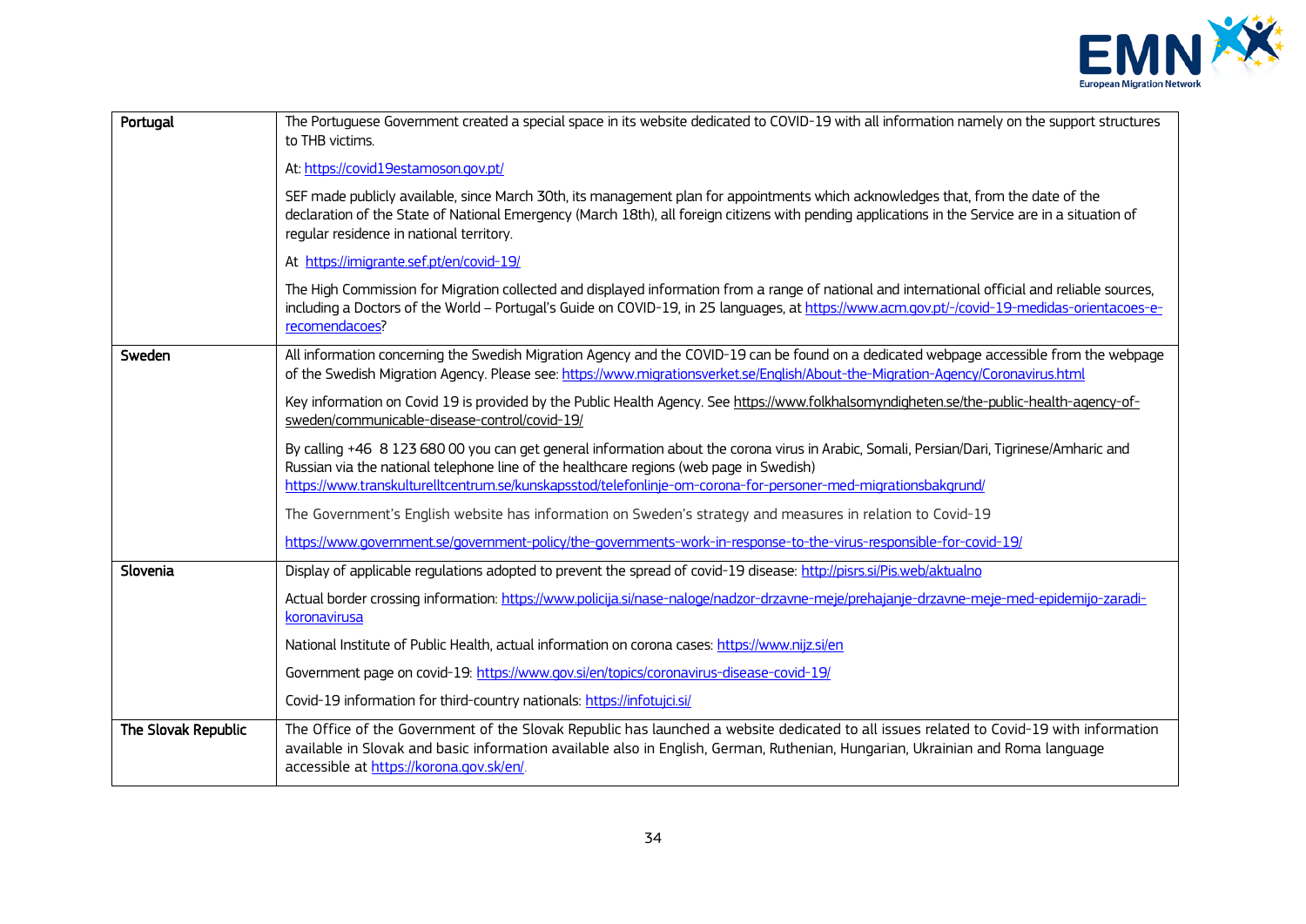| | |
|---|---|
| **Portugal** | The Portuguese Government created a special space in its website dedicated to COVID-19 with all information namely on the support structures to THB victims.<br><br>At: https://covid19estamoson.gov.pt/<br><br>SEF made publicly available, since March 30th, its management plan for appointments which acknowledges that, from the date of the declaration of the State of National Emergency (March 18th), all foreign citizens with pending applications in the Service are in a situation of regular residence in national territory.<br><br>At https://imigrante.sef.pt/en/covid-19/<br><br>The High Commission for Migration collected and displayed information from a range of national and international official and reliable sources, including a Doctors of the World – Portugal's Guide on COVID-19, in 25 languages, at https://www.acm.gov.pt/-/covid-19-medidas-orientacoes-e-recomendacoes? |
| **Sweden** | All information concerning the Swedish Migration Agency and the COVID-19 can be found on a dedicated webpage accessible from the webpage of the Swedish Migration Agency. Please see: https://www.migrationsverket.se/English/About-the-Migration-Agency/Coronavirus.html<br><br>Key information on Covid 19 is provided by the Public Health Agency. See https://www.folkhalsomyndigheten.se/the-public-health-agency-of-sweden/communicable-disease-control/covid-19/<br><br>By calling +46 8 123 680 00 you can get general information about the corona virus in Arabic, Somali, Persian/Dari, Tigrinese/Amharic and Russian via the national telephone line of the healthcare regions (web page in Swedish) https://www.transkulturelltcentrum.se/kunskapsstod/telefonlinje-om-corona-for-personer-med-migrationsbakgrund/<br><br>The Government's English website has information on Sweden's strategy and measures in relation to Covid-19<br><br>https://www.government.se/government-policy/the-governments-work-in-response-to-the-virus-responsible-for-covid-19/ |
| **Slovenia** | Display of applicable regulations adopted to prevent the spread of covid-19 disease: http://pisrs.si/Pis.web/aktualno<br><br>Actual border crossing information: https://www.policija.si/nase-naloge/nadzor-drzavne-meje/prehajanje-drzavne-meje-med-epidemijo-zaradi-koronavirusa<br><br>National Institute of Public Health, actual information on corona cases: https://www.nijz.si/en<br><br>Government page on covid-19: https://www.gov.si/en/topics/coronavirus-disease-covid-19/<br><br>Covid-19 information for third-country nationals: https://infotujci.si/ |
| **The Slovak Republic** | The Office of the Government of the Slovak Republic has launched a website dedicated to all issues related to Covid-19 with information available in Slovak and basic information available also in English, German, Ruthenian, Hungarian, Ukrainian and Roma language accessible at https://korona.gov.sk/en/. |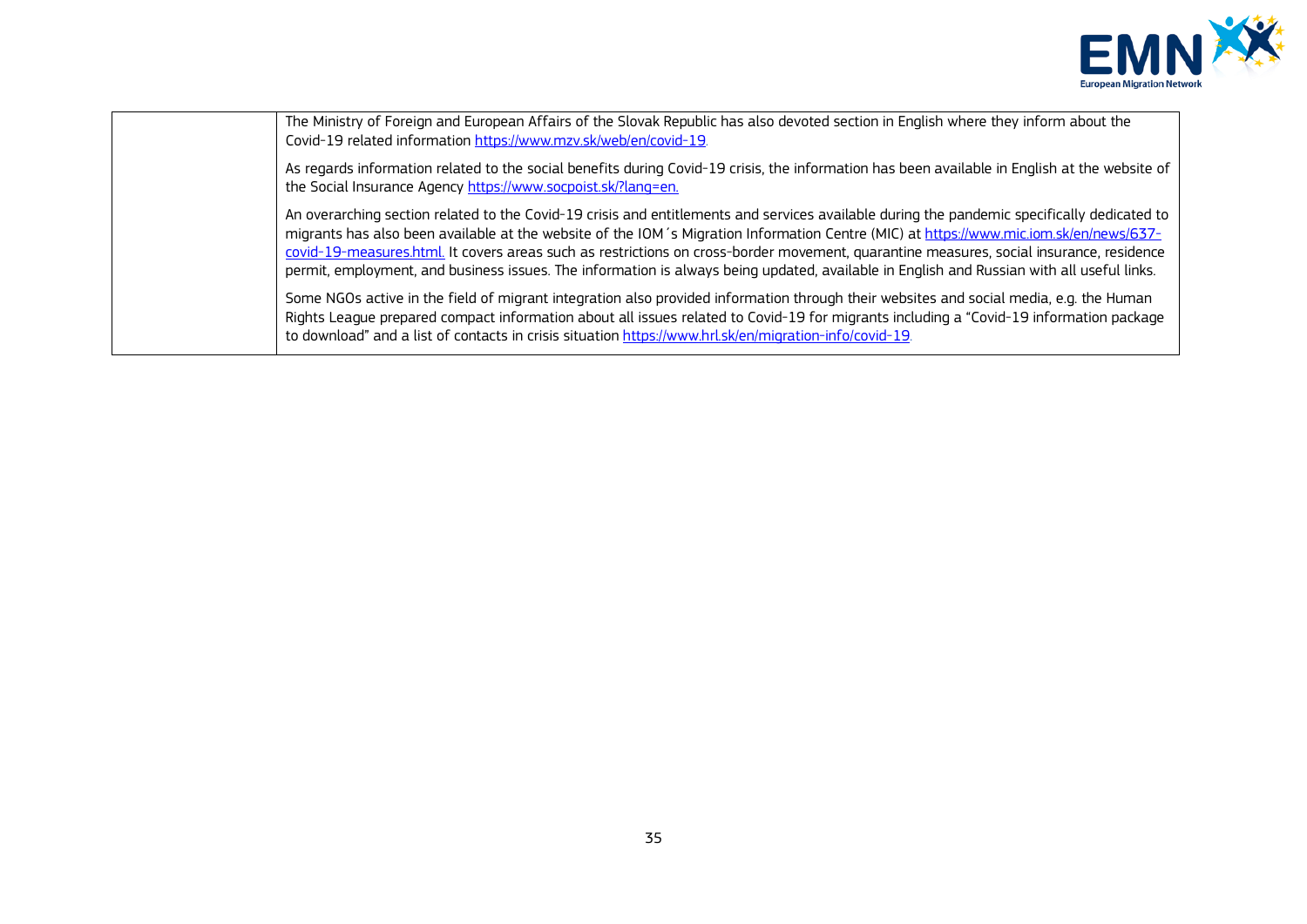| | |
|---|---|
| | The Ministry of Foreign and European Affairs of the Slovak Republic has also devoted section in English where they inform about the Covid-19 related information https://www.mzv.sk/web/en/covid-19.<br><br>As regards information related to the social benefits during Covid-19 crisis, the information has been available in English at the website of the Social Insurance Agency https://www.socpoist.sk/?lang=en.<br><br>An overarching section related to the Covid-19 crisis and entitlements and services available during the pandemic specifically dedicated to migrants has also been available at the website of the IOM´s Migration Information Centre (MIC) at https://www.mic.iom.sk/en/news/637-covid-19-measures.html. It covers areas such as restrictions on cross-border movement, quarantine measures, social insurance, residence permit, employment, and business issues. The information is always being updated, available in English and Russian with all useful links.<br><br>Some NGOs active in the field of migrant integration also provided information through their websites and social media, e.g. the Human Rights League prepared compact information about all issues related to Covid-19 for migrants including a "Covid-19 information package to download" and a list of contacts in crisis situation https://www.hrl.sk/en/migration-info/covid-19. |